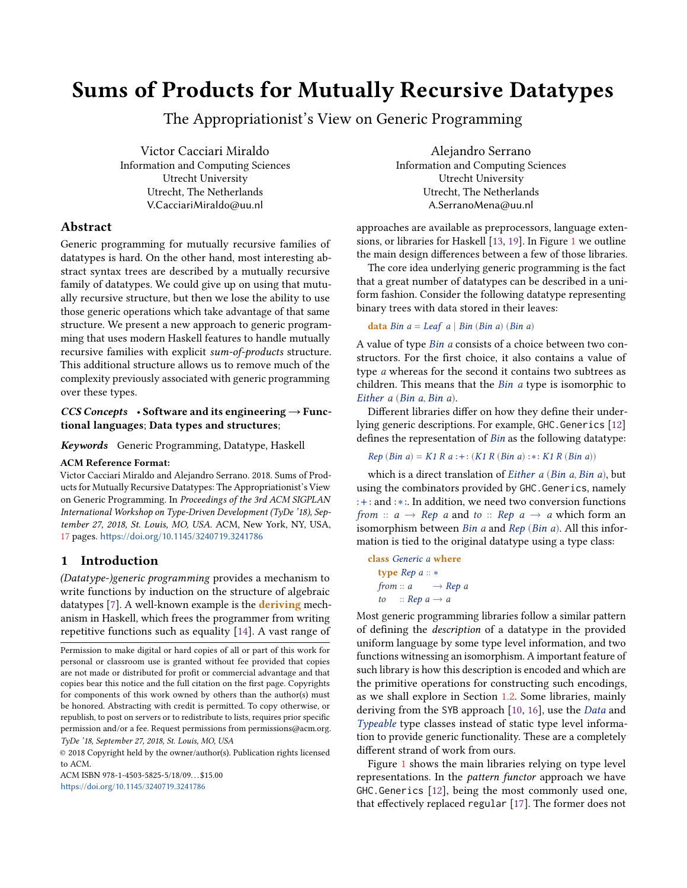# Sums of Products for Mutually Recursive Datatypes

The Appropriationist's View on Generic Programming

Victor Cacciari Miraldo
Information and Computing Sciences
Utrecht University
Utrecht, The Netherlands
V.CacciariMiraldo@uu.nl

Alejandro Serrano
Information and Computing Sciences
Utrecht University
Utrecht, The Netherlands
A.SerranoMena@uu.nl

## Abstract

Generic programming for mutually recursive families of datatypes is hard. On the other hand, most interesting abstract syntax trees are described by a mutually recursive family of datatypes. We could give up on using that mutually recursive structure, but then we lose the ability to use those generic operations which take advantage of that same structure. We present a new approach to generic programming that uses modern Haskell features to handle mutually recursive families with explicit *sum-of-products* structure. This additional structure allows us to remove much of the complexity previously associated with generic programming over these types.

***CCS Concepts*** • **Software and its engineering → Functional languages**; **Data types and structures**;

***Keywords*** Generic Programming, Datatype, Haskell

**ACM Reference Format:**
Victor Cacciari Miraldo and Alejandro Serrano. 2018. Sums of Products for Mutually Recursive Datatypes: The Appropriationist's View on Generic Programming. In *Proceedings of the 3rd ACM SIGPLAN International Workshop on Type-Driven Development (TyDe '18), September 27, 2018, St. Louis, MO, USA.* ACM, New York, NY, USA, 17 pages. https://doi.org/10.1145/3240719.3241786

## 1 Introduction

*(Datatype-)generic programming* provides a mechanism to write functions by induction on the structure of algebraic datatypes [7]. A well-known example is the **deriving** mechanism in Haskell, which frees the programmer from writing repetitive functions such as equality [14]. A vast range of approaches are available as preprocessors, language extensions, or libraries for Haskell [13, 19]. In Figure 1 we outline the main design differences between a few of those libraries.

The core idea underlying generic programming is the fact that a great number of datatypes can be described in a uniform fashion. Consider the following datatype representing binary trees with data stored in their leaves:

```
data Bin a = Leaf a | Bin (Bin a) (Bin a)
```

A value of type *Bin a* consists of a choice between two constructors. For the first choice, it also contains a value of type *a* whereas for the second it contains two subtrees as children. This means that the *Bin a* type is isomorphic to *Either a* (*Bin a*, *Bin a*).

Different libraries differ on how they define their underlying generic descriptions. For example, `GHC.Generics` [12] defines the representation of *Bin* as the following datatype:

```
Rep (Bin a) = K1 R a :+: (K1 R (Bin a) :*: K1 R (Bin a))
```

which is a direct translation of *Either a* (*Bin a*, *Bin a*), but using the combinators provided by `GHC.Generics`, namely `:+:` and `:*:`. In addition, we need two conversion functions *from* :: *a* → *Rep a* and *to* :: *Rep a* → *a* which form an isomorphism between *Bin a* and *Rep* (*Bin a*). All this information is tied to the original datatype using a type class:

```
class Generic a where
  type Rep a :: *
  from :: a     → Rep a
  to   :: Rep a → a
```

Most generic programming libraries follow a similar pattern of defining the *description* of a datatype in the provided uniform language by some type level information, and two functions witnessing an isomorphism. A important feature of such library is how this description is encoded and which are the primitive operations for constructing such encodings, as we shall explore in Section 1.2. Some libraries, mainly deriving from the `SYB` approach [10, 16], use the *Data* and *Typeable* type classes instead of static type level information to provide generic functionality. These are a completely different strand of work from ours.

Figure 1 shows the main libraries relying on type level representations. In the *pattern functor* approach we have `GHC.Generics` [12], being the most commonly used one, that effectively replaced `regular` [17]. The former does not

Permission to make digital or hard copies of all or part of this work for personal or classroom use is granted without fee provided that copies are not made or distributed for profit or commercial advantage and that copies bear this notice and the full citation on the first page. Copyrights for components of this work owned by others than the author(s) must be honored. Abstracting with credit is permitted. To copy otherwise, or republish, to post on servers or to redistribute to lists, requires prior specific permission and/or a fee. Request permissions from permissions@acm.org.
*TyDe '18, September 27, 2018, St. Louis, MO, USA*
© 2018 Copyright held by the owner/author(s). Publication rights licensed to ACM.
ACM ISBN 978-1-4503-5825-5/18/09...$15.00
https://doi.org/10.1145/3240719.3241786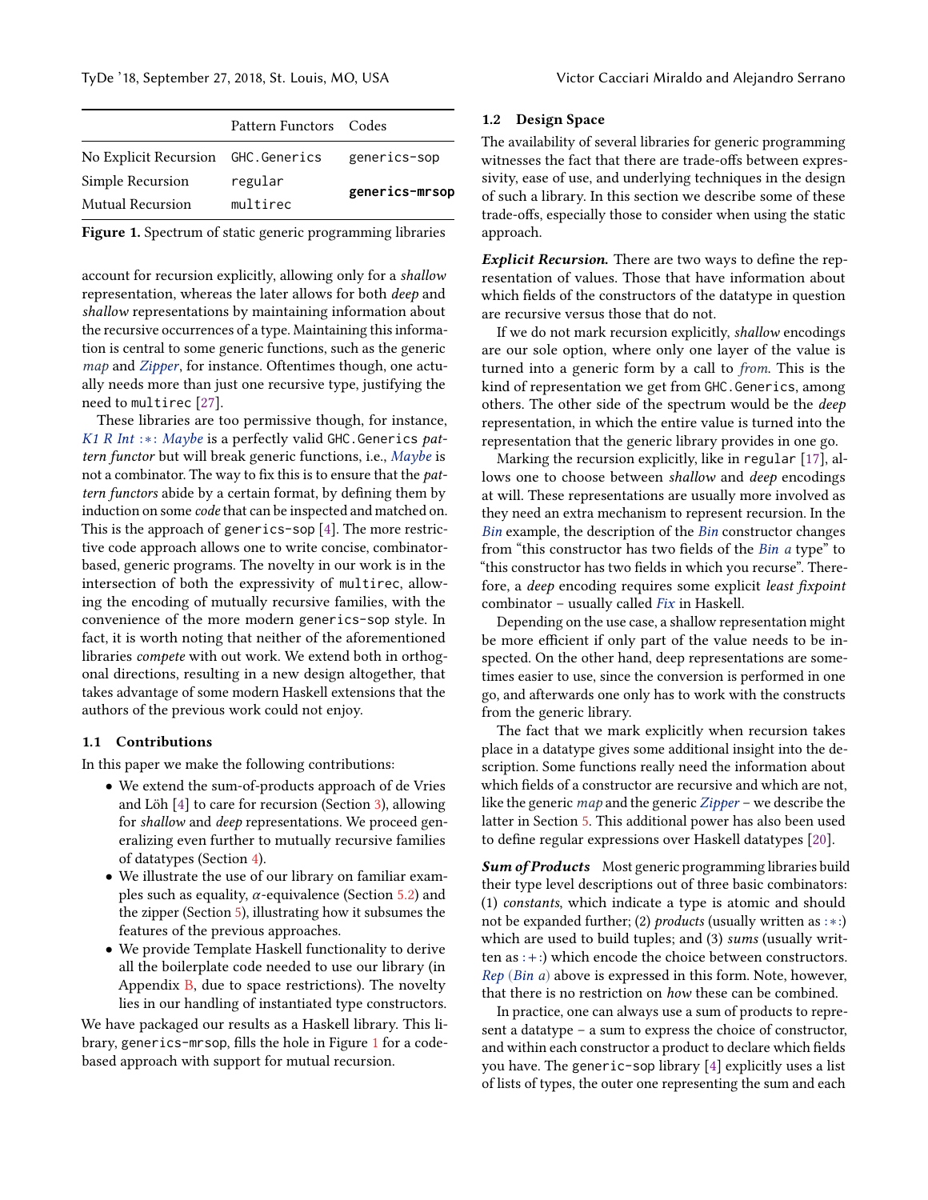|  | Pattern Functors | Codes |
|---|---|---|
| No Explicit Recursion | GHC.Generics | generics-sop |
| Simple Recursion | regular | **generics-mrsop** |
| Mutual Recursion | multirec | |

**Figure 1.** Spectrum of static generic programming libraries

account for recursion explicitly, allowing only for a *shallow* representation, whereas the later allows for both *deep* and *shallow* representations by maintaining information about the recursive occurrences of a type. Maintaining this information is central to some generic functions, such as the generic *map* and *Zipper*, for instance. Oftentimes though, one actually needs more than just one recursive type, justifying the need to multirec [27].

These libraries are too permissive though, for instance, *K1 R Int* :∗: *Maybe* is a perfectly valid GHC.Generics *pattern functor* but will break generic functions, i.e., *Maybe* is not a combinator. The way to fix this is to ensure that the *pattern functors* abide by a certain format, by defining them by induction on some *code* that can be inspected and matched on. This is the approach of generics-sop [4]. The more restrictive code approach allows one to write concise, combinator-based, generic programs. The novelty in our work is in the intersection of both the expressivity of multirec, allowing the encoding of mutually recursive families, with the convenience of the more modern generics-sop style. In fact, it is worth noting that neither of the aforementioned libraries *compete* with out work. We extend both in orthogonal directions, resulting in a new design altogether, that takes advantage of some modern Haskell extensions that the authors of the previous work could not enjoy.

### 1.1 Contributions

In this paper we make the following contributions:

- We extend the sum-of-products approach of de Vries and Löh [4] to care for recursion (Section 3), allowing for *shallow* and *deep* representations. We proceed generalizing even further to mutually recursive families of datatypes (Section 4).
- We illustrate the use of our library on familiar examples such as equality, $\alpha$-equivalence (Section 5.2) and the zipper (Section 5), illustrating how it subsumes the features of the previous approaches.
- We provide Template Haskell functionality to derive all the boilerplate code needed to use our library (in Appendix B, due to space restrictions). The novelty lies in our handling of instantiated type constructors.

We have packaged our results as a Haskell library. This library, generics-mrsop, fills the hole in Figure 1 for a code-based approach with support for mutual recursion.

### 1.2 Design Space

The availability of several libraries for generic programming witnesses the fact that there are trade-offs between expressivity, ease of use, and underlying techniques in the design of such a library. In this section we describe some of these trade-offs, especially those to consider when using the static approach.

***Explicit Recursion.*** There are two ways to define the representation of values. Those that have information about which fields of the constructors of the datatype in question are recursive versus those that do not.

If we do not mark recursion explicitly, *shallow* encodings are our sole option, where only one layer of the value is turned into a generic form by a call to *from*. This is the kind of representation we get from GHC.Generics, among others. The other side of the spectrum would be the *deep* representation, in which the entire value is turned into the representation that the generic library provides in one go.

Marking the recursion explicitly, like in regular [17], allows one to choose between *shallow* and *deep* encodings at will. These representations are usually more involved as they need an extra mechanism to represent recursion. In the *Bin* example, the description of the *Bin* constructor changes from "this constructor has two fields of the *Bin a* type" to "this constructor has two fields in which you recurse". Therefore, a *deep* encoding requires some explicit *least fixpoint* combinator – usually called *Fix* in Haskell.

Depending on the use case, a shallow representation might be more efficient if only part of the value needs to be inspected. On the other hand, deep representations are sometimes easier to use, since the conversion is performed in one go, and afterwards one only has to work with the constructs from the generic library.

The fact that we mark explicitly when recursion takes place in a datatype gives some additional insight into the description. Some functions really need the information about which fields of a constructor are recursive and which are not, like the generic *map* and the generic *Zipper* – we describe the latter in Section 5. This additional power has also been used to define regular expressions over Haskell datatypes [20].

***Sum of Products*** Most generic programming libraries build their type level descriptions out of three basic combinators: (1) *constants*, which indicate a type is atomic and should not be expanded further; (2) *products* (usually written as :∗:) which are used to build tuples; and (3) *sums* (usually written as :+:) which encode the choice between constructors. *Rep* (*Bin a*) above is expressed in this form. Note, however, that there is no restriction on *how* these can be combined.

In practice, one can always use a sum of products to represent a datatype – a sum to express the choice of constructor, and within each constructor a product to declare which fields you have. The generic-sop library [4] explicitly uses a list of lists of types, the outer one representing the sum and each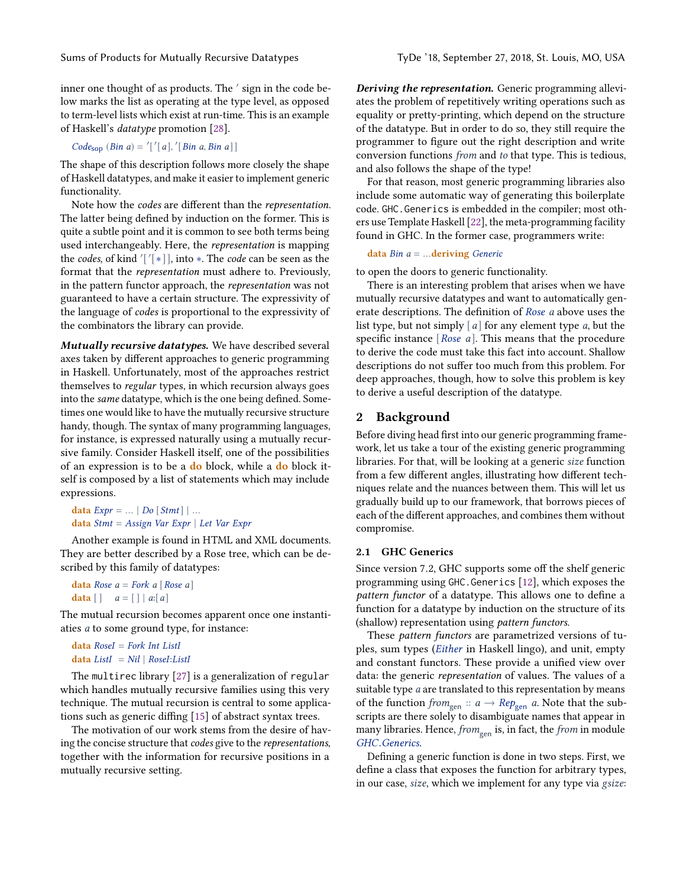inner one thought of as products. The ′ sign in the code below marks the list as operating at the type level, as opposed to term-level lists which exist at run-time. This is an example of Haskell's *datatype* promotion [28].

```
Code_sop (Bin a) = '[ '[a], '[Bin a, Bin a]]
```

The shape of this description follows more closely the shape of Haskell datatypes, and make it easier to implement generic functionality.

Note how the *codes* are different than the *representation*. The latter being defined by induction on the former. This is quite a subtle point and it is common to see both terms being used interchangeably. Here, the *representation* is mapping the *codes*, of kind $'['[*]]$, into $*$. The *code* can be seen as the format that the *representation* must adhere to. Previously, in the pattern functor approach, the *representation* was not guaranteed to have a certain structure. The expressivity of the language of *codes* is proportional to the expressivity of the combinators the library can provide.

***Mutually recursive datatypes.*** We have described several axes taken by different approaches to generic programming in Haskell. Unfortunately, most of the approaches restrict themselves to *regular* types, in which recursion always goes into the *same* datatype, which is the one being defined. Sometimes one would like to have the mutually recursive structure handy, though. The syntax of many programming languages, for instance, is expressed naturally using a mutually recursive family. Consider Haskell itself, one of the possibilities of an expression is to be a **do** block, while a **do** block itself is composed by a list of statements which may include expressions.

```
data Expr = ... | Do [Stmt] | ...
data Stmt = Assign Var Expr | Let Var Expr
```

Another example is found in HTML and XML documents. They are better described by a Rose tree, which can be described by this family of datatypes:

```
data Rose a = Fork a [Rose a]
data [ ]  a = [ ] | a:[a]
```

The mutual recursion becomes apparent once one instantiaties $a$ to some ground type, for instance:

```
data RoseI = Fork Int ListI
data ListI  = Nil | RoseI:ListI
```

The `multirec` library [27] is a generalization of `regular` which handles mutually recursive families using this very technique. The mutual recursion is central to some applications such as generic diffing [15] of abstract syntax trees.

The motivation of our work stems from the desire of having the concise structure that *codes* give to the *representations*, together with the information for recursive positions in a mutually recursive setting.

***Deriving the representation.*** Generic programming alleviates the problem of repetitively writing operations such as equality or pretty-printing, which depend on the structure of the datatype. But in order to do so, they still require the programmer to figure out the right description and write conversion functions *from* and *to* that type. This is tedious, and also follows the shape of the type!

For that reason, most generic programming libraries also include some automatic way of generating this boilerplate code. `GHC.Generics` is embedded in the compiler; most others use Template Haskell [22], the meta-programming facility found in GHC. In the former case, programmers write:

```
data Bin a = ...deriving Generic
```

to open the doors to generic functionality.

There is an interesting problem that arises when we have mutually recursive datatypes and want to automatically generate descriptions. The definition of *Rose a* above uses the list type, but not simply $[a]$ for any element type $a$, but the specific instance $[Rose\ a]$. This means that the procedure to derive the code must take this fact into account. Shallow descriptions do not suffer too much from this problem. For deep approaches, though, how to solve this problem is key to derive a useful description of the datatype.

## 2 Background

Before diving head first into our generic programming framework, let us take a tour of the existing generic programming libraries. For that, will be looking at a generic *size* function from a few different angles, illustrating how different techniques relate and the nuances between them. This will let us gradually build up to our framework, that borrows pieces of each of the different approaches, and combines them without compromise.

### 2.1 GHC Generics

Since version 7.2, GHC supports some off the shelf generic programming using `GHC.Generics` [12], which exposes the *pattern functor* of a datatype. This allows one to define a function for a datatype by induction on the structure of its (shallow) representation using *pattern functors*.

These *pattern functors* are parametrized versions of tuples, sum types (*Either* in Haskell lingo), unit, empty and constant functors. These provide a unified view over data: the generic *representation* of values. The values of a suitable type $a$ are translated to this representation by means of the function $from_{gen} :: a \to Rep_{gen}\ a$. Note that the subscripts are there solely to disambiguate names that appear in many libraries. Hence, $from_{gen}$ is, in fact, the *from* in module *GHC.Generics*.

Defining a generic function is done in two steps. First, we define a class that exposes the function for arbitrary types, in our case, *size*, which we implement for any type via *gsize*: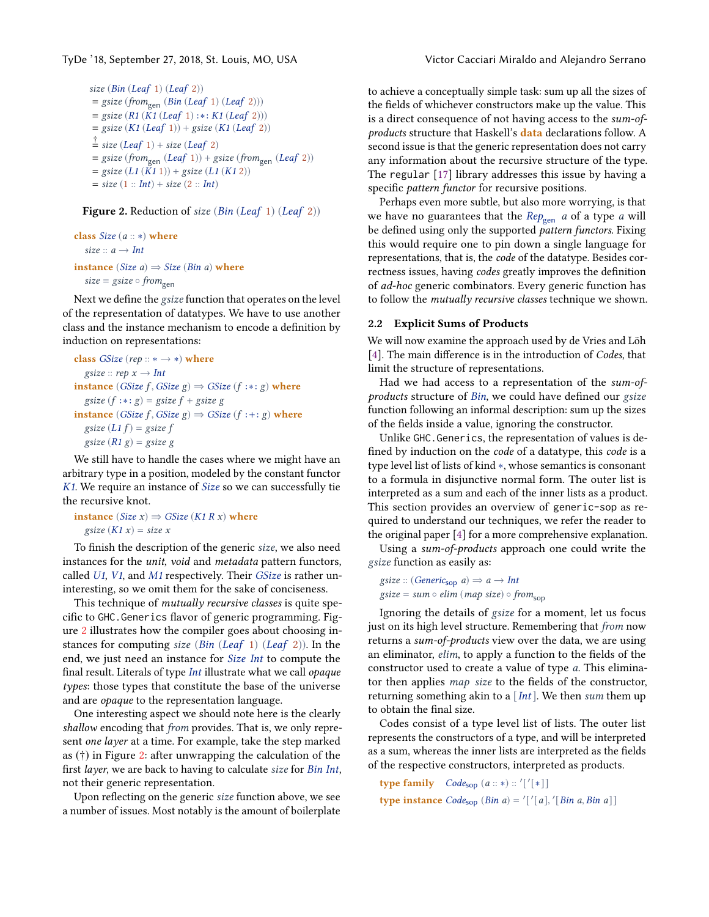```
size (Bin (Leaf 1) (Leaf 2))
  = gsize (from_gen (Bin (Leaf 1) (Leaf 2)))
  = gsize (R1 (K1 (Leaf 1) :*: K1 (Leaf 2)))
  = gsize (K1 (Leaf 1)) + gsize (K1 (Leaf 2))
  †
  = size (Leaf 1) + size (Leaf 2)
  = gsize (from_gen (Leaf 1)) + gsize (from_gen (Leaf 2))
  = gsize (L1 (K1 1)) + gsize (L1 (K1 2))
  = size (1 :: Int) + size (2 :: Int)
```

**Figure 2.** Reduction of *size* (*Bin* (*Leaf* 1) (*Leaf* 2))

```
class Size (a :: *) where
  size :: a → Int
instance (Size a) ⇒ Size (Bin a) where
  size = gsize ∘ from_gen
```

Next we define the *gsize* function that operates on the level of the representation of datatypes. We have to use another class and the instance mechanism to encode a definition by induction on representations:

```
class GSize (rep :: * → *) where
  gsize :: rep x → Int
instance (GSize f, GSize g) ⇒ GSize (f :*: g) where
  gsize (f :*: g) = gsize f + gsize g
instance (GSize f, GSize g) ⇒ GSize (f :+: g) where
  gsize (L1 f) = gsize f
  gsize (R1 g) = gsize g
```

We still have to handle the cases where we might have an arbitrary type in a position, modeled by the constant functor *K1*. We require an instance of *Size* so we can successfully tie the recursive knot.

```
instance (Size x) ⇒ GSize (K1 R x) where
  gsize (K1 x) = size x
```

To finish the description of the generic *size*, we also need instances for the *unit*, *void* and *metadata* pattern functors, called *U1*, *V1*, and *M1* respectively. Their *GSize* is rather uninteresting, so we omit them for the sake of conciseness.

This technique of *mutually recursive classes* is quite specific to `GHC.Generics` flavor of generic programming. Figure 2 illustrates how the compiler goes about choosing instances for computing *size* (*Bin* (*Leaf* 1) (*Leaf* 2)). In the end, we just need an instance for *Size Int* to compute the final result. Literals of type *Int* illustrate what we call *opaque types*: those types that constitute the base of the universe and are *opaque* to the representation language.

One interesting aspect we should note here is the clearly *shallow* encoding that *from* provides. That is, we only represent *one layer* at a time. For example, take the step marked as (†) in Figure 2: after unwrapping the calculation of the first *layer*, we are back to having to calculate *size* for *Bin Int*, not their generic representation.

Upon reflecting on the generic *size* function above, we see a number of issues. Most notably is the amount of boilerplate to achieve a conceptually simple task: sum up all the sizes of the fields of whichever constructors make up the value. This is a direct consequence of not having access to the *sum-of-products* structure that Haskell's **data** declarations follow. A second issue is that the generic representation does not carry any information about the recursive structure of the type. The `regular` [17] library addresses this issue by having a specific *pattern functor* for recursive positions.

Perhaps even more subtle, but also more worrying, is that we have no guarantees that the $Rep_{gen}$ *a* of a type *a* will be defined using only the supported *pattern functors*. Fixing this would require one to pin down a single language for representations, that is, the *code* of the datatype. Besides correctness issues, having *codes* greatly improves the definition of *ad-hoc* generic combinators. Every generic function has to follow the *mutually recursive classes* technique we shown.

## 2.2 Explicit Sums of Products

We will now examine the approach used by de Vries and Löh [4]. The main difference is in the introduction of *Codes*, that limit the structure of representations.

Had we had access to a representation of the *sum-of-products* structure of *Bin*, we could have defined our *gsize* function following an informal description: sum up the sizes of the fields inside a value, ignoring the constructor.

Unlike `GHC.Generics`, the representation of values is defined by induction on the *code* of a datatype, this *code* is a type level list of lists of kind $*$, whose semantics is consonant to a formula in disjunctive normal form. The outer list is interpreted as a sum and each of the inner lists as a product. This section provides an overview of `generic-sop` as required to understand our techniques, we refer the reader to the original paper [4] for a more comprehensive explanation.

Using a *sum-of-products* approach one could write the *gsize* function as easily as:

```
gsize :: (Generic_sop a) ⇒ a → Int
gsize = sum ∘ elim (map size) ∘ from_sop
```

Ignoring the details of *gsize* for a moment, let us focus just on its high level structure. Remembering that *from* now returns a *sum-of-products* view over the data, we are using an eliminator, *elim*, to apply a function to the fields of the constructor used to create a value of type *a*. This eliminator then applies *map size* to the fields of the constructor, returning something akin to a [*Int*]. We then *sum* them up to obtain the final size.

Codes consist of a type level list of lists. The outer list represents the constructors of a type, and will be interpreted as a sum, whereas the inner lists are interpreted as the fields of the respective constructors, interpreted as products.

```
type family    Code_sop (a :: *) :: '['[*]]
type instance  Code_sop (Bin a) = '['[a], '[Bin a, Bin a]]
```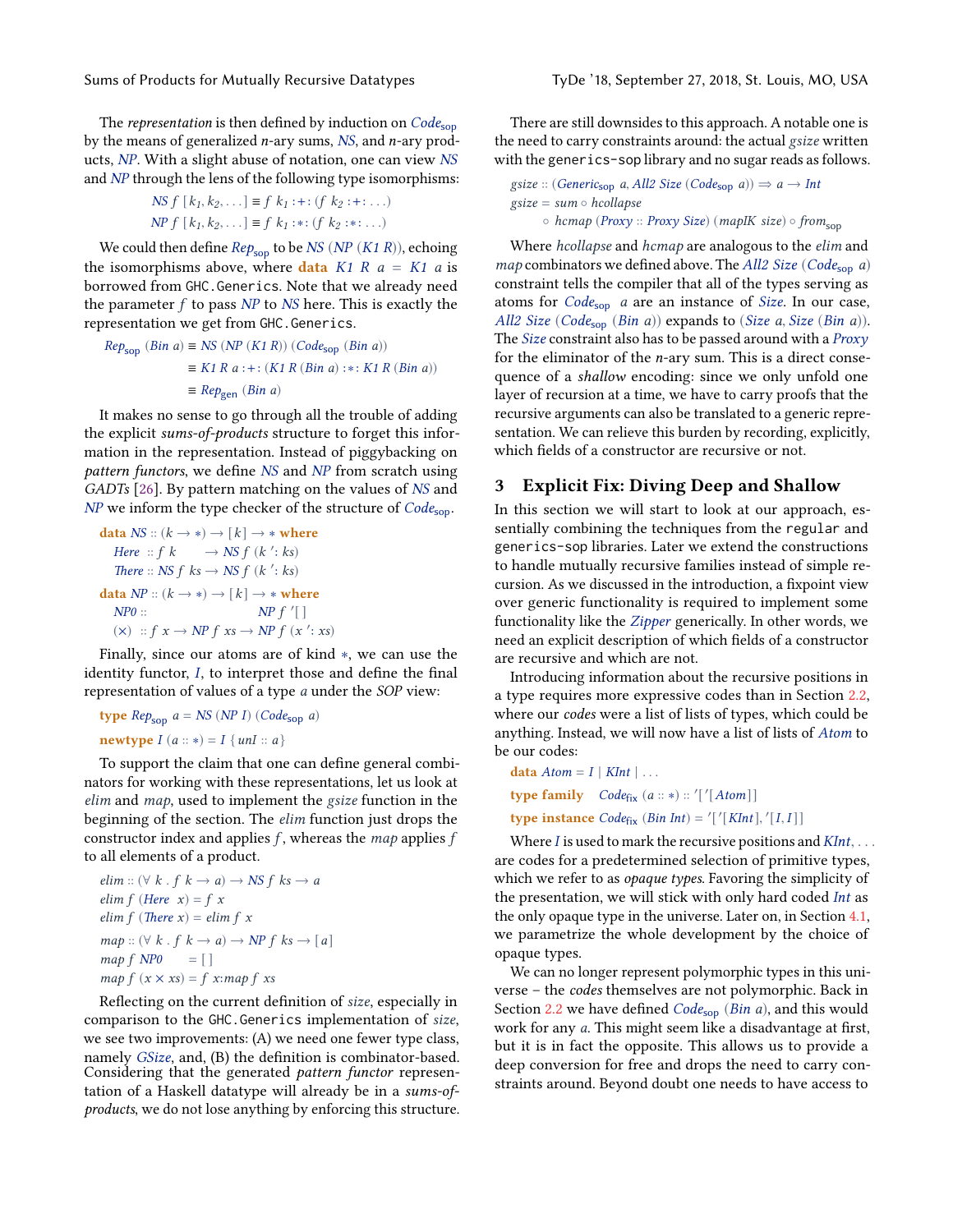The *representation* is then defined by induction on $Code_{sop}$ by the means of generalized $n$-ary sums, $NS$, and $n$-ary products, $NP$. With a slight abuse of notation, one can view $NS$ and $NP$ through the lens of the following type isomorphisms:

$$NS\ f\ [k_1, k_2, \ldots] \equiv f\ k_1 :+: (f\ k_2 :+: \ldots)$$
$$NP\ f\ [k_1, k_2, \ldots] \equiv f\ k_1 :*: (f\ k_2 :*: \ldots)$$

We could then define $Rep_{sop}$ to be $NS\ (NP\ (K1\ R))$, echoing the isomorphisms above, where **data** $K1\ R\ a = K1\ a$ is borrowed from `GHC.Generics`. Note that we already need the parameter $f$ to pass $NP$ to $NS$ here. This is exactly the representation we get from `GHC.Generics`.

$$\begin{aligned} Rep_{sop}\ (Bin\ a) &\equiv NS\ (NP\ (K1\ R))\ (Code_{sop}\ (Bin\ a)) \\ &\equiv K1\ R\ a :+: (K1\ R\ (Bin\ a) :*: K1\ R\ (Bin\ a)) \\ &\equiv Rep_{gen}\ (Bin\ a) \end{aligned}$$

It makes no sense to go through all the trouble of adding the explicit *sums-of-products* structure to forget this information in the representation. Instead of piggybacking on *pattern functors*, we define $NS$ and $NP$ from scratch using *GADTs* [26]. By pattern matching on the values of $NS$ and $NP$ we inform the type checker of the structure of $Code_{sop}$.

```
data NS :: (k → ∗) → [k] → ∗ where
  Here  :: f k       → NS f (k ': ks)
  There :: NS f ks → NS f (k ': ks)
data NP :: (k → ∗) → [k] → ∗ where
  NP0 ::                      NP f '[]
  (×)  :: f x → NP f xs → NP f (x ': xs)
```

Finally, since our atoms are of kind $*$, we can use the identity functor, $I$, to interpret those and define the final representation of values of a type $a$ under the *SOP* view:

```
type Rep_sop a = NS (NP I) (Code_sop a)
newtype I (a :: ∗) = I { unI :: a }
```

To support the claim that one can define general combinators for working with these representations, let us look at *elim* and *map*, used to implement the *gsize* function in the beginning of the section. The *elim* function just drops the constructor index and applies $f$, whereas the *map* applies $f$ to all elements of a product.

```
elim :: (∀ k . f k → a) → NS f ks → a
elim f (Here  x) = f x
elim f (There x) = elim f x
map :: (∀ k . f k → a) → NP f ks → [a]
map f NP0      = []
map f (x × xs) = f x:map f xs
```

Reflecting on the current definition of *size*, especially in comparison to the `GHC.Generics` implementation of *size*, we see two improvements: (A) we need one fewer type class, namely *GSize*, and, (B) the definition is combinator-based. Considering that the generated *pattern functor* representation of a Haskell datatype will already be in a *sums-of-products*, we do not lose anything by enforcing this structure.

There are still downsides to this approach. A notable one is the need to carry constraints around: the actual *gsize* written with the `generics-sop` library and no sugar reads as follows.

```
gsize :: (Generic_sop a, All2 Size (Code_sop a)) ⇒ a → Int
gsize = sum ∘ hcollapse
      ∘ hcmap (Proxy :: Proxy Size) (mapIK size) ∘ from_sop
```

Where *hcollapse* and *hcmap* are analogous to the *elim* and *map* combinators we defined above. The $All2\ Size\ (Code_{sop}\ a)$ constraint tells the compiler that all of the types serving as atoms for $Code_{sop}\ a$ are an instance of *Size*. In our case, $All2\ Size\ (Code_{sop}\ (Bin\ a))$ expands to $(Size\ a, Size\ (Bin\ a))$. The *Size* constraint also has to be passed around with a *Proxy* for the eliminator of the $n$-ary sum. This is a direct consequence of a *shallow* encoding: since we only unfold one layer of recursion at a time, we have to carry proofs that the recursive arguments can also be translated to a generic representation. We can relieve this burden by recording, explicitly, which fields of a constructor are recursive or not.

## 3 Explicit Fix: Diving Deep and Shallow

In this section we will start to look at our approach, essentially combining the techniques from the `regular` and `generics-sop` libraries. Later we extend the constructions to handle mutually recursive families instead of simple recursion. As we discussed in the introduction, a fixpoint view over generic functionality is required to implement some functionality like the *Zipper* generically. In other words, we need an explicit description of which fields of a constructor are recursive and which are not.

Introducing information about the recursive positions in a type requires more expressive codes than in Section 2.2, where our *codes* were a list of lists of types, which could be anything. Instead, we will now have a list of lists of *Atom* to be our codes:

```
data Atom = I | KInt | ...
type family    Code_fix (a :: ∗) :: '['[Atom]]
type instance Code_fix (Bin Int) = '['[KInt], '[I, I]]
```

Where $I$ is used to mark the recursive positions and $KInt, \ldots$ are codes for a predetermined selection of primitive types, which we refer to as *opaque types*. Favoring the simplicity of the presentation, we will stick with only hard coded *Int* as the only opaque type in the universe. Later on, in Section 4.1, we parametrize the whole development by the choice of opaque types.

We can no longer represent polymorphic types in this universe – the *codes* themselves are not polymorphic. Back in Section 2.2 we have defined $Code_{sop}\ (Bin\ a)$, and this would work for any $a$. This might seem like a disadvantage at first, but it is in fact the opposite. This allows us to provide a deep conversion for free and drops the need to carry constraints around. Beyond doubt one needs to have access to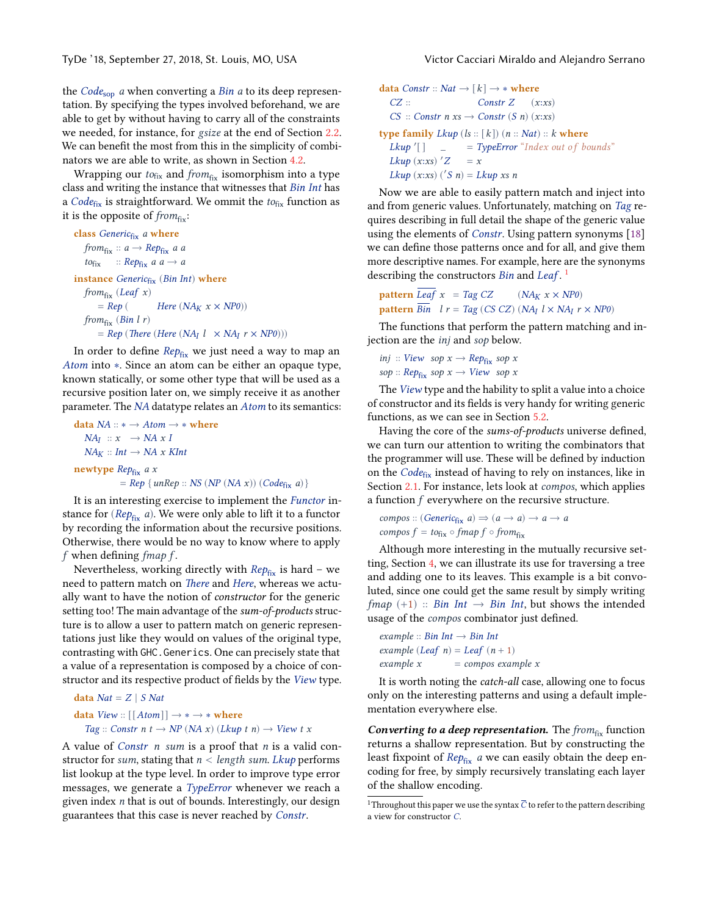the $Code_{sop}$ *a* when converting a *Bin a* to its deep representation. By specifying the types involved beforehand, we are able to get by without having to carry all of the constraints we needed, for instance, for *gsize* at the end of Section 2.2. We can benefit the most from this in the simplicity of combinators we are able to write, as shown in Section 4.2.

Wrapping our $to_{fix}$ and $from_{fix}$ isomorphism into a type class and writing the instance that witnesses that *Bin Int* has a $Code_{fix}$ is straightforward. We ommit the $to_{fix}$ function as it is the opposite of $from_{fix}$:

```
class Generic_fix a where
  from_fix :: a → Rep_fix a a
  to_fix   :: Rep_fix a a → a

instance Generic_fix (Bin Int) where
  from_fix (Leaf x)
    = Rep (      Here (NA_K x × NP0))
  from_fix (Bin l r)
    = Rep (There (Here (NA_I l × NA_I r × NP0)))
```

In order to define $Rep_{fix}$ we just need a way to map an *Atom* into ∗. Since an atom can be either an opaque type, known statically, or some other type that will be used as a recursive position later on, we simply receive it as another parameter. The *NA* datatype relates an *Atom* to its semantics:

```
data NA :: ∗ → Atom → ∗ where
  NA_I :: x   → NA x I
  NA_K :: Int → NA x KInt

newtype Rep_fix a x
  = Rep { unRep :: NS (NP (NA x)) (Code_fix a) }
```

It is an interesting exercise to implement the *Functor* instance for ($Rep_{fix}$ *a*). We were only able to lift it to a functor by recording the information about the recursive positions. Otherwise, there would be no way to know where to apply *f* when defining *fmap f*.

Nevertheless, working directly with $Rep_{fix}$ is hard – we need to pattern match on *There* and *Here*, whereas we actually want to have the notion of *constructor* for the generic setting too! The main advantage of the *sum-of-products* structure is to allow a user to pattern match on generic representations just like they would on values of the original type, contrasting with `GHC.Generics`. One can precisely state that a value of a representation is composed by a choice of constructor and its respective product of fields by the *View* type.

```
data Nat = Z | S Nat

data View :: [[Atom]] → ∗ → ∗ where
  Tag :: Constr n t → NP (NA x) (Lkup t n) → View t x
```

A value of *Constr n sum* is a proof that *n* is a valid constructor for *sum*, stating that $n < length\ sum$. *Lkup* performs list lookup at the type level. In order to improve type error messages, we generate a *TypeError* whenever we reach a given index *n* that is out of bounds. Interestingly, our design guarantees that this case is never reached by *Constr*.

```
data Constr :: Nat → [k] → ∗ where
  CZ ::                 Constr Z     (x:xs)
  CS :: Constr n xs → Constr (S n) (x:xs)

type family Lkup (ls :: [k]) (n :: Nat) :: k where
  Lkup '[]    _      = TypeError "Index out of bounds"
  Lkup (x:xs) 'Z     = x
  Lkup (x:xs) ('S n) = Lkup xs n
```

Now we are able to easily pattern match and inject into and from generic values. Unfortunately, matching on *Tag* requires describing in full detail the shape of the generic value using the elements of *Constr*. Using pattern synonyms [18] we can define those patterns once and for all, and give them more descriptive names. For example, here are the synonyms describing the constructors *Bin* and *Leaf*. [1]

```
pattern Leaf‾ x   = Tag CZ      (NA_K x × NP0)
pattern Bin‾  l r = Tag (CS CZ) (NA_I l × NA_I r × NP0)
```

The functions that perform the pattern matching and injection are the *inj* and *sop* below.

```
inj :: View    sop x → Rep_fix sop x
sop :: Rep_fix sop x → View    sop x
```

The *View* type and the hability to split a value into a choice of constructor and its fields is very handy for writing generic functions, as we can see in Section 5.2.

Having the core of the *sums-of-products* universe defined, we can turn our attention to writing the combinators that the programmer will use. These will be defined by induction on the $Code_{fix}$ instead of having to rely on instances, like in Section 2.1. For instance, lets look at *compos*, which applies a function *f* everywhere on the recursive structure.

```
compos :: (Generic_fix a) ⇒ (a → a) → a → a
compos f = to_fix ∘ fmap f ∘ from_fix
```

Although more interesting in the mutually recursive setting, Section 4, we can illustrate its use for traversing a tree and adding one to its leaves. This example is a bit convoluted, since one could get the same result by simply writing *fmap* (+1) :: *Bin Int* → *Bin Int*, but shows the intended usage of the *compos* combinator just defined.

```
example :: Bin Int → Bin Int
example (Leaf n) = Leaf (n + 1)
example x        = compos example x
```

It is worth noting the *catch-all* case, allowing one to focus only on the interesting patterns and using a default implementation everywhere else.

***Converting to a deep representation.*** The $from_{fix}$ function returns a shallow representation. But by constructing the least fixpoint of $Rep_{fix}$ *a* we can easily obtain the deep encoding for free, by simply recursively translating each layer of the shallow encoding.

[1] Throughout this paper we use the syntax $\overline{C}$ to refer to the pattern describing a view for constructor *C*.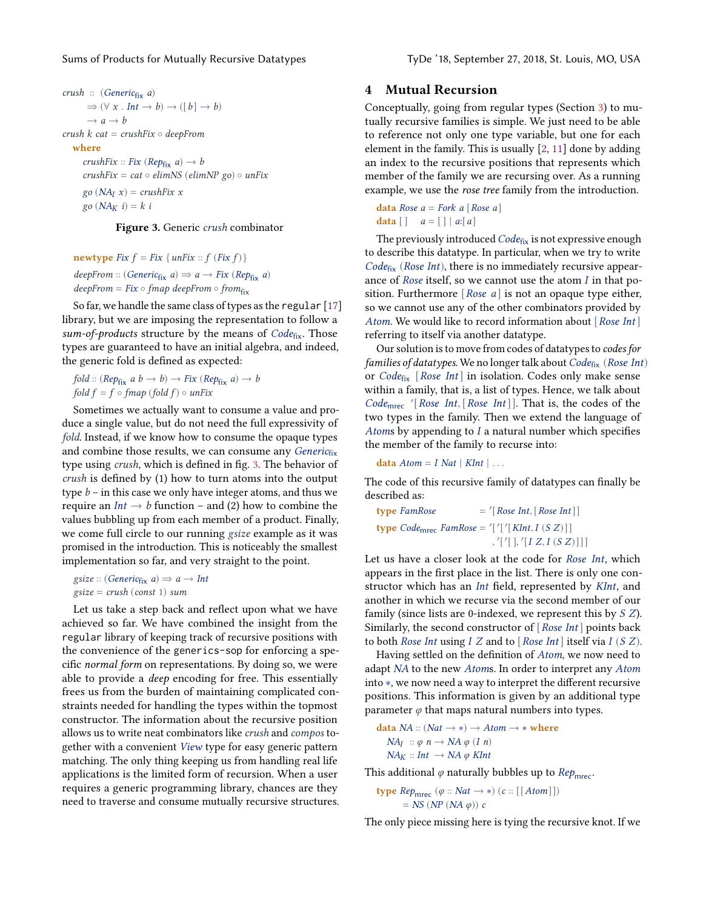```
crush :: (Generic_fix a)
      ⇒ (∀ x . Int → b) → ([b] → b)
      → a → b
crush k cat = crushFix ∘ deepFrom
  where
    crushFix :: Fix (Rep_fix a) → b
    crushFix = cat ∘ elimNS (elimNP go) ∘ unFix

    go (NA_I x) = crushFix x
    go (NA_K i) = k i
```

**Figure 3.** Generic *crush* combinator

```
newtype Fix f = Fix { unFix :: f (Fix f) }

deepFrom :: (Generic_fix a) ⇒ a → Fix (Rep_fix a)
deepFrom = Fix ∘ fmap deepFrom ∘ from_fix
```

So far, we handle the same class of types as the `regular` [17] library, but we are imposing the representation to follow a *sum-of-products* structure by the means of $Code_{\text{fix}}$. Those types are guaranteed to have an initial algebra, and indeed, the generic fold is defined as expected:

```
fold :: (Rep_fix a b → b) → Fix (Rep_fix a) → b
fold f = f ∘ fmap (fold f) ∘ unFix
```

Sometimes we actually want to consume a value and produce a single value, but do not need the full expressivity of *fold*. Instead, if we know how to consume the opaque types and combine those results, we can consume any $Generic_{\text{fix}}$ type using *crush*, which is defined in fig. 3. The behavior of *crush* is defined by (1) how to turn atoms into the output type $b$ – in this case we only have integer atoms, and thus we require an $Int \rightarrow b$ function – and (2) how to combine the values bubbling up from each member of a product. Finally, we come full circle to our running *gsize* example as it was promised in the introduction. This is noticeably the smallest implementation so far, and very straight to the point.

```
gsize :: (Generic_fix a) ⇒ a → Int
gsize = crush (const 1) sum
```

Let us take a step back and reflect upon what we have achieved so far. We have combined the insight from the `regular` library of keeping track of recursive positions with the convenience of the `generics-sop` for enforcing a specific *normal form* on representations. By doing so, we were able to provide a *deep* encoding for free. This essentially frees us from the burden of maintaining complicated constraints needed for handling the types within the topmost constructor. The information about the recursive position allows us to write neat combinators like *crush* and *compos* together with a convenient *View* type for easy generic pattern matching. The only thing keeping us from handling real life applications is the limited form of recursion. When a user requires a generic programming library, chances are they need to traverse and consume mutually recursive structures.

## 4 Mutual Recursion

Conceptually, going from regular types (Section 3) to mutually recursive families is simple. We just need to be able to reference not only one type variable, but one for each element in the family. This is usually [2, 11] done by adding an index to the recursive positions that represents which member of the family we are recursing over. As a running example, we use the *rose tree* family from the introduction.

```
data Rose a = Fork a [Rose a]
data [ ]  a = [ ] | a:[a]
```

The previously introduced $Code_{\text{fix}}$ is not expressive enough to describe this datatype. In particular, when we try to write $Code_{\text{fix}}$ $(Rose\ Int)$, there is no immediately recursive appearance of *Rose* itself, so we cannot use the atom $I$ in that position. Furthermore $[Rose\ a]$ is not an opaque type either, so we cannot use any of the other combinators provided by *Atom*. We would like to record information about $[Rose\ Int]$ referring to itself via another datatype.

Our solution is to move from codes of datatypes to *codes for families of datatypes*. We no longer talk about $Code_{\text{fix}}$ $(Rose\ Int)$ or $Code_{\text{fix}}$ $[Rose\ Int]$ in isolation. Codes only make sense within a family, that is, a list of types. Hence, we talk about $Code_{\text{mrec}}$ $'[Rose\ Int, [Rose\ Int]]$. That is, the codes of the two types in the family. Then we extend the language of *Atom*s by appending to $I$ a natural number which specifies the member of the family to recurse into:

```
data Atom = I Nat | KInt | ...
```

The code of this recursive family of datatypes can finally be described as:

```
type FamRose            = '[Rose Int, [Rose Int]]
type Code_mrec FamRose = '['['[KInt, I (S Z)]]
                          ,'['[ ], '[I Z, I (S Z)]]]
```

Let us have a closer look at the code for $Rose\ Int$, which appears in the first place in the list. There is only one constructor which has an *Int* field, represented by *KInt*, and another in which we recurse via the second member of our family (since lists are 0-indexed, we represent this by $S\ Z$). Similarly, the second constructor of $[Rose\ Int]$ points back to both $Rose\ Int$ using $I\ Z$ and to $[Rose\ Int]$ itself via $I\ (S\ Z)$.

Having settled on the definition of *Atom*, we now need to adapt *NA* to the new *Atom*s. In order to interpret any *Atom* into $*$, we now need a way to interpret the different recursive positions. This information is given by an additional type parameter $\varphi$ that maps natural numbers into types.

```
data NA :: (Nat → *) → Atom → * where
  NA_I :: φ n → NA φ (I n)
  NA_K :: Int → NA φ KInt
```

This additional $\varphi$ naturally bubbles up to $Rep_{\text{mrec}}$.

```
type Rep_mrec (φ :: Nat → *) (c :: [[Atom]])
    = NS (NP (NA φ)) c
```

The only piece missing here is tying the recursive knot. If we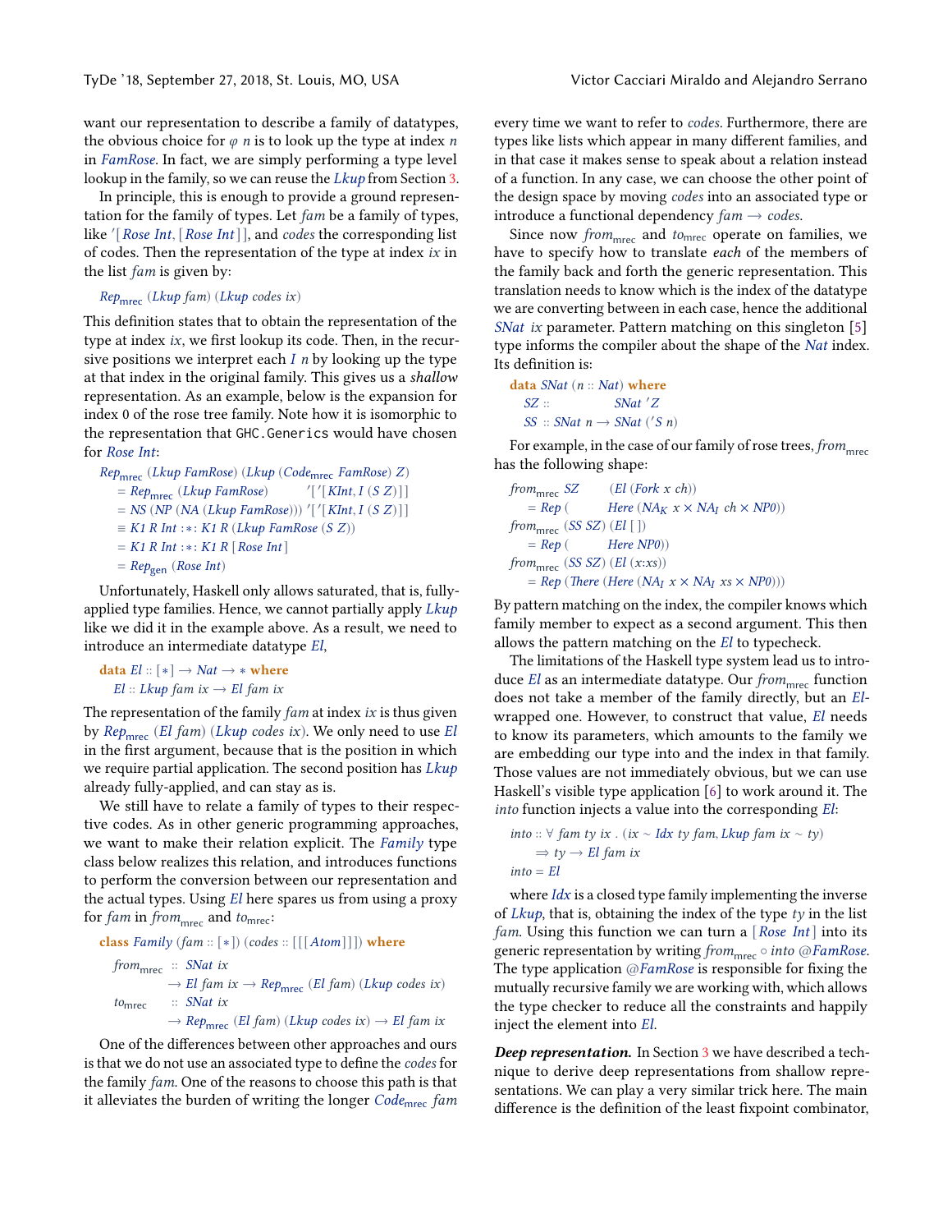want our representation to describe a family of datatypes, the obvious choice for $\varphi\ n$ is to look up the type at index $n$ in *FamRose*. In fact, we are simply performing a type level lookup in the family, so we can reuse the *Lkup* from Section 3.

In principle, this is enough to provide a ground representation for the family of types. Let *fam* be a family of types, like '[*Rose Int*, [*Rose Int*]], and *codes* the corresponding list of codes. Then the representation of the type at index *ix* in the list *fam* is given by:

```
Rep_mrec (Lkup fam) (Lkup codes ix)
```

This definition states that to obtain the representation of the type at index *ix*, we first lookup its code. Then, in the recursive positions we interpret each *I n* by looking up the type at that index in the original family. This gives us a *shallow* representation. As an example, below is the expansion for index 0 of the rose tree family. Note how it is isomorphic to the representation that `GHC.Generics` would have chosen for *Rose Int*:

```
Rep_mrec (Lkup FamRose) (Lkup (Code_mrec FamRose) Z)
  = Rep_mrec (Lkup FamRose)        '[ '[KInt, I (S Z)]]
  = NS (NP (NA (Lkup FamRose))) '[ '[KInt, I (S Z)]]
  ≡ K1 R Int :*: K1 R (Lkup FamRose (S Z))
  = K1 R Int :*: K1 R [Rose Int]
  = Rep_gen (Rose Int)
```

Unfortunately, Haskell only allows saturated, that is, fully-applied type families. Hence, we cannot partially apply *Lkup* like we did it in the example above. As a result, we need to introduce an intermediate datatype *El*,

```
data El :: [*] → Nat → * where
  El :: Lkup fam ix → El fam ix
```

The representation of the family *fam* at index *ix* is thus given by $Rep_{\text{mrec}}$ (*El fam*) (*Lkup codes ix*). We only need to use *El* in the first argument, because that is the position in which we require partial application. The second position has *Lkup* already fully-applied, and can stay as is.

We still have to relate a family of types to their respective codes. As in other generic programming approaches, we want to make their relation explicit. The *Family* type class below realizes this relation, and introduces functions to perform the conversion between our representation and the actual types. Using *El* here spares us from using a proxy for *fam* in $from_{\text{mrec}}$ and $to_{\text{mrec}}$:

```
class Family (fam :: [*]) (codes :: [[[Atom]]]) where
  from_mrec :: SNat ix
            → El fam ix → Rep_mrec (El fam) (Lkup codes ix)
  to_mrec   :: SNat ix
            → Rep_mrec (El fam) (Lkup codes ix) → El fam ix
```

One of the differences between other approaches and ours is that we do not use an associated type to define the *codes* for the family *fam*. One of the reasons to choose this path is that it alleviates the burden of writing the longer $Code_{\text{mrec}}$ *fam* every time we want to refer to *codes*. Furthermore, there are types like lists which appear in many different families, and in that case it makes sense to speak about a relation instead of a function. In any case, we can choose the other point of the design space by moving *codes* into an associated type or introduce a functional dependency *fam* → *codes*.

Since now $from_{\text{mrec}}$ and $to_{\text{mrec}}$ operate on families, we have to specify how to translate *each* of the members of the family back and forth the generic representation. This translation needs to know which is the index of the datatype we are converting between in each case, hence the additional *SNat ix* parameter. Pattern matching on this singleton [5] type informs the compiler about the shape of the *Nat* index. Its definition is:

```
data SNat (n :: Nat) where
  SZ ::             SNat 'Z
  SS :: SNat n → SNat ('S n)
```

For example, in the case of our family of rose trees, $from_{\text{mrec}}$ has the following shape:

```
from_mrec SZ      (El (Fork x ch))
  = Rep (         Here (NA_K x × NA_I ch × NP0))
from_mrec (SS SZ) (El [ ])
  = Rep (         Here NP0))
from_mrec (SS SZ) (El (x:xs))
  = Rep (There (Here (NA_I x × NA_I xs × NP0)))
```

By pattern matching on the index, the compiler knows which family member to expect as a second argument. This then allows the pattern matching on the *El* to typecheck.

The limitations of the Haskell type system lead us to introduce *El* as an intermediate datatype. Our $from_{\text{mrec}}$ function does not take a member of the family directly, but an *El*-wrapped one. However, to construct that value, *El* needs to know its parameters, which amounts to the family we are embedding our type into and the index in that family. Those values are not immediately obvious, but we can use Haskell's visible type application [6] to work around it. The *into* function injects a value into the corresponding *El*:

```
into :: ∀ fam ty ix . (ix ~ Idx ty fam, Lkup fam ix ~ ty)
     ⇒ ty → El fam ix
into = El
```

where *Idx* is a closed type family implementing the inverse of *Lkup*, that is, obtaining the index of the type *ty* in the list *fam*. Using this function we can turn a [*Rose Int*] into its generic representation by writing $from_{\text{mrec}} \circ into$ *@FamRose*. The type application *@FamRose* is responsible for fixing the mutually recursive family we are working with, which allows the type checker to reduce all the constraints and happily inject the element into *El*.

***Deep representation.*** In Section 3 we have described a technique to derive deep representations from shallow representations. We can play a very similar trick here. The main difference is the definition of the least fixpoint combinator,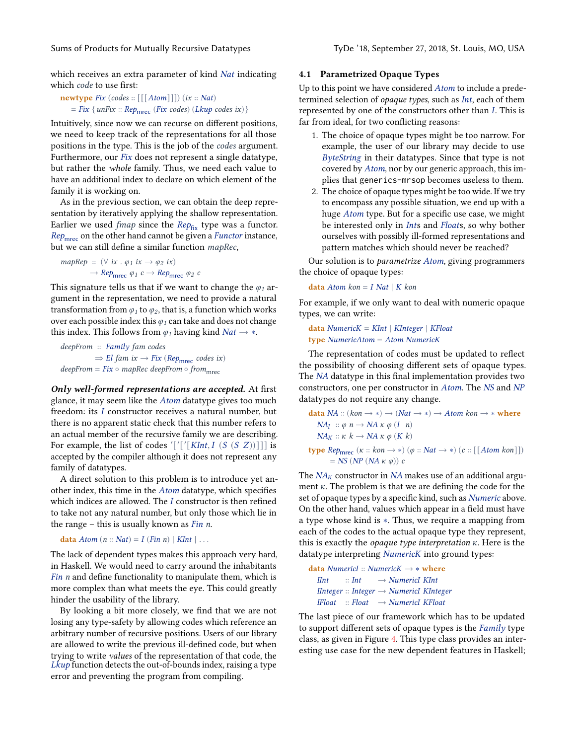which receives an extra parameter of kind *Nat* indicating which *code* to use first:

```
newtype Fix (codes :: [[[Atom]]]) (ix :: Nat)
    = Fix { unFix :: Rep_mrec (Fix codes) (Lkup codes ix) }
```

Intuitively, since now we can recurse on different positions, we need to keep track of the representations for all those positions in the type. This is the job of the *codes* argument. Furthermore, our *Fix* does not represent a single datatype, but rather the *whole* family. Thus, we need each value to have an additional index to declare on which element of the family it is working on.

As in the previous section, we can obtain the deep representation by iteratively applying the shallow representation. Earlier we used *fmap* since the $Rep_{\text{fix}}$ type was a functor. $Rep_{\text{mrec}}$ on the other hand cannot be given a *Functor* instance, but we can still define a similar function *mapRec*,

```
mapRep :: (∀ ix . φ1 ix → φ2 ix)
       → Rep_mrec φ1 c → Rep_mrec φ2 c
```

This signature tells us that if we want to change the $\varphi_1$ argument in the representation, we need to provide a natural transformation from $\varphi_1$ to $\varphi_2$, that is, a function which works over each possible index this $\varphi_1$ can take and does not change this index. This follows from $\varphi_1$ having kind $Nat \rightarrow *$.

```
deepFrom :: Family fam codes
         ⇒ El fam ix → Fix (Rep_mrec codes ix)
deepFrom = Fix ∘ mapRec deepFrom ∘ from_mrec
```

***Only well-formed representations are accepted.*** At first glance, it may seem like the *Atom* datatype gives too much freedom: its *I* constructor receives a natural number, but there is no apparent static check that this number refers to an actual member of the recursive family we are describing. For example, the list of codes `'['['[KInt, I (S (S Z))]]]` is accepted by the compiler although it does not represent any family of datatypes.

A direct solution to this problem is to introduce yet another index, this time in the *Atom* datatype, which specifies which indices are allowed. The *I* constructor is then refined to take not any natural number, but only those which lie in the range – this is usually known as *Fin n*.

```
data Atom (n :: Nat) = I (Fin n) | KInt | ...
```

The lack of dependent types makes this approach very hard, in Haskell. We would need to carry around the inhabitants *Fin n* and define functionality to manipulate them, which is more complex than what meets the eye. This could greatly hinder the usability of the library.

By looking a bit more closely, we find that we are not losing any type-safety by allowing codes which reference an arbitrary number of recursive positions. Users of our library are allowed to write the previous ill-defined code, but when trying to write *values* of the representation of that code, the *Lkup* function detects the out-of-bounds index, raising a type error and preventing the program from compiling.

### 4.1 Parametrized Opaque Types

Up to this point we have considered *Atom* to include a predetermined selection of *opaque types*, such as *Int*, each of them represented by one of the constructors other than *I*. This is far from ideal, for two conflicting reasons:

1. The choice of opaque types might be too narrow. For example, the user of our library may decide to use *ByteString* in their datatypes. Since that type is not covered by *Atom*, nor by our generic approach, this implies that `generics-mrsop` becomes useless to them.
2. The choice of opaque types might be too wide. If we try to encompass any possible situation, we end up with a huge *Atom* type. But for a specific use case, we might be interested only in *Int*s and *Float*s, so why bother ourselves with possibly ill-formed representations and pattern matches which should never be reached?

Our solution is to *parametrize* *Atom*, giving programmers the choice of opaque types:

```
data Atom kon = I Nat | K kon
```

For example, if we only want to deal with numeric opaque types, we can write:

```
data NumericK = KInt | KInteger | KFloat
type NumericAtom = Atom NumericK
```

The representation of codes must be updated to reflect the possibility of choosing different sets of opaque types. The *NA* datatype in this final implementation provides two constructors, one per constructor in *Atom*. The *NS* and *NP* datatypes do not require any change.

```
data NA :: (kon → *) → (Nat → *) → Atom kon → * where
  NA_I :: φ n → NA κ φ (I n)
  NA_K :: κ k → NA κ φ (K k)
type Rep_mrec (κ :: kon → *) (φ :: Nat → *) (c :: [[Atom kon]])
    = NS (NP (NA κ φ)) c
```

The $NA_K$ constructor in *NA* makes use of an additional argument $\kappa$. The problem is that we are defining the code for the set of opaque types by a specific kind, such as *Numeric* above. On the other hand, values which appear in a field must have a type whose kind is $*$. Thus, we require a mapping from each of the codes to the actual opaque type they represent, this is exactly the *opaque type interpretation* $\kappa$. Here is the datatype interpreting *NumericK* into ground types:

```
data NumericI :: NumericK → * where
  IInt     :: Int     → NumericI KInt
  IInteger :: Integer → NumericI KInteger
  IFloat   :: Float   → NumericI KFloat
```

The last piece of our framework which has to be updated to support different sets of opaque types is the *Family* type class, as given in Figure 4. This type class provides an interesting use case for the new dependent features in Haskell;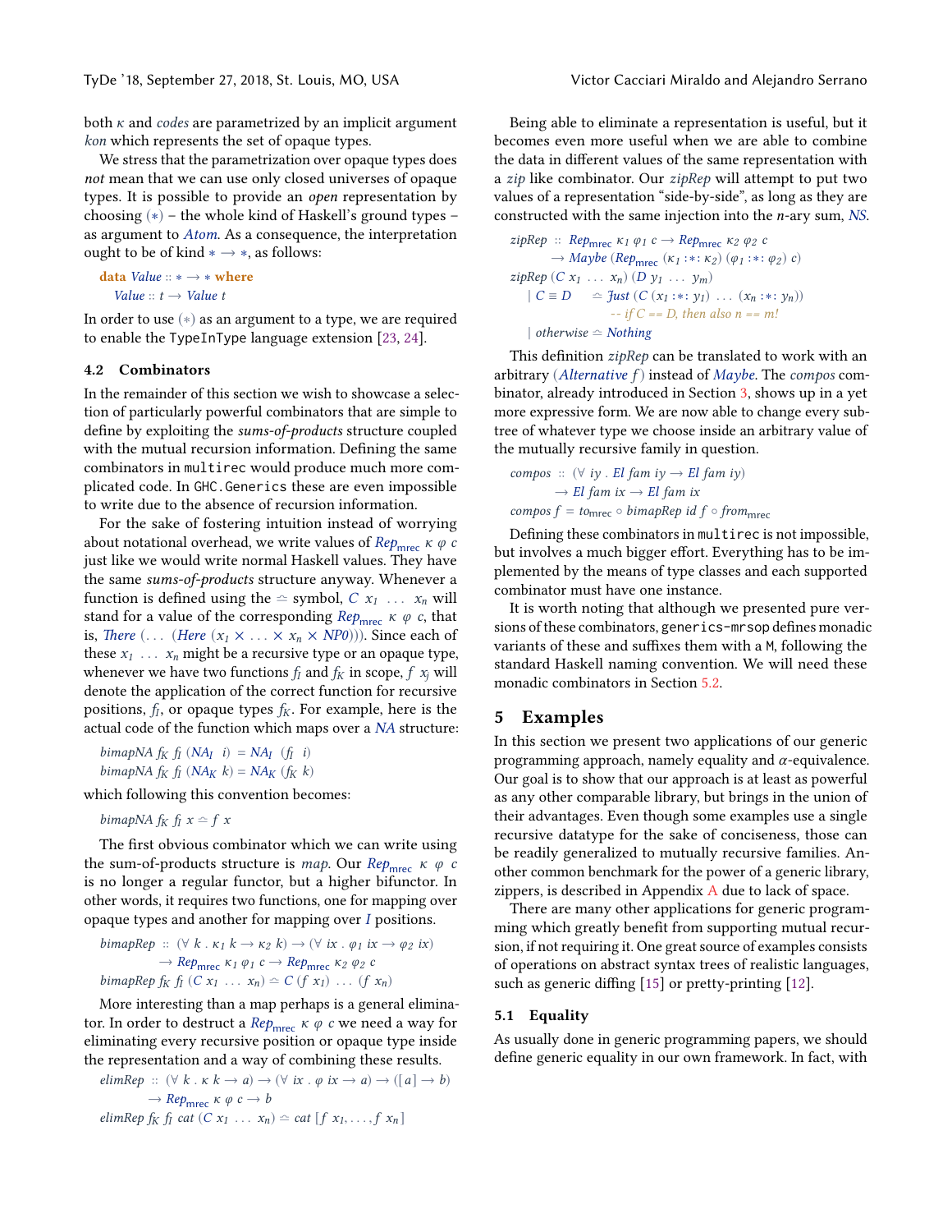both $\kappa$ and *codes* are parametrized by an implicit argument *kon* which represents the set of opaque types.

We stress that the parametrization over opaque types does *not* mean that we can use only closed universes of opaque types. It is possible to provide an *open* representation by choosing $(*)$ – the whole kind of Haskell's ground types – as argument to *Atom*. As a consequence, the interpretation ought to be of kind $* \to *$, as follows:

```
data Value :: * → * where
  Value :: t → Value t
```

In order to use $(*)$ as an argument to a type, we are required to enable the TypeInType language extension [23, 24].

### 4.2 Combinators

In the remainder of this section we wish to showcase a selection of particularly powerful combinators that are simple to define by exploiting the *sums-of-products* structure coupled with the mutual recursion information. Defining the same combinators in multirec would produce much more complicated code. In GHC.Generics these are even impossible to write due to the absence of recursion information.

For the sake of fostering intuition instead of worrying about notational overhead, we write values of $Rep_{\text{mrec}}\ \kappa\ \varphi\ c$ just like we would write normal Haskell values. They have the same *sums-of-products* structure anyway. Whenever a function is defined using the $\triangleq$ symbol, $C\ x_1\ \ldots\ x_n$ will stand for a value of the corresponding $Rep_{\text{mrec}}\ \kappa\ \varphi\ c$, that is, *There* $(\ldots\ (Here\ (x_1 \times \ldots \times x_n \times NP0)))$. Since each of these $x_1\ \ldots\ x_n$ might be a recursive type or an opaque type, whenever we have two functions $f_I$ and $f_K$ in scope, $f\ x_j$ will denote the application of the correct function for recursive positions, $f_I$, or opaque types $f_K$. For example, here is the actual code of the function which maps over a *NA* structure:

```
bimapNA fK fI (NA_I i) = NA_I (fI i)
bimapNA fK fI (NA_K k) = NA_K (fK k)
```

which following this convention becomes:

```
bimapNA fK fI x ≙ f x
```

The first obvious combinator which we can write using the sum-of-products structure is *map*. Our $Rep_{\text{mrec}}\ \kappa\ \varphi\ c$ is no longer a regular functor, but a higher bifunctor. In other words, it requires two functions, one for mapping over opaque types and another for mapping over *I* positions.

```
bimapRep :: (∀ k . κ1 k → κ2 k) → (∀ ix . φ1 ix → φ2 ix)
         → Rep_mrec κ1 φ1 c → Rep_mrec κ2 φ2 c
bimapRep fK fI (C x1 ... xn) ≙ C (f x1) ... (f xn)
```

More interesting than a map perhaps is a general eliminator. In order to destruct a $Rep_{\text{mrec}}\ \kappa\ \varphi\ c$ we need a way for eliminating every recursive position or opaque type inside the representation and a way of combining these results.

```
elimRep :: (∀ k . κ k → a) → (∀ ix . φ ix → a) → ([a] → b)
        → Rep_mrec κ φ c → b
elimRep fK fI cat (C x1 ... xn) ≙ cat [f x1, ..., f xn]
```

Being able to eliminate a representation is useful, but it becomes even more useful when we are able to combine the data in different values of the same representation with a *zip* like combinator. Our *zipRep* will attempt to put two values of a representation "side-by-side", as long as they are constructed with the same injection into the $n$-ary sum, *NS*.

```
zipRep :: Rep_mrec κ1 φ1 c → Rep_mrec κ2 φ2 c
       → Maybe (Rep_mrec (κ1 :*: κ2) (φ1 :*: φ2) c)
zipRep (C x1 ... xn) (D y1 ... ym)
  | C ≡ D      ≙ Just (C (x1 :*: y1) ... (xn :*: yn))
                 -- if C == D, then also n == m!
  | otherwise ≙ Nothing
```

This definition *zipRep* can be translated to work with an arbitrary (*Alternative f*) instead of *Maybe*. The *compos* combinator, already introduced in Section 3, shows up in a yet more expressive form. We are now able to change every subtree of whatever type we choose inside an arbitrary value of the mutually recursive family in question.

```
compos :: (∀ iy . El fam iy → El fam iy)
       → El fam ix → El fam ix
compos f = to_mrec ∘ bimapRep id f ∘ from_mrec
```

Defining these combinators in multirec is not impossible, but involves a much bigger effort. Everything has to be implemented by the means of type classes and each supported combinator must have one instance.

It is worth noting that although we presented pure versions of these combinators, generics-mrsop defines monadic variants of these and suffixes them with a M, following the standard Haskell naming convention. We will need these monadic combinators in Section 5.2.

## 5 Examples

In this section we present two applications of our generic programming approach, namely equality and $\alpha$-equivalence. Our goal is to show that our approach is at least as powerful as any other comparable library, but brings in the union of their advantages. Even though some examples use a single recursive datatype for the sake of conciseness, those can be readily generalized to mutually recursive families. Another common benchmark for the power of a generic library, zippers, is described in Appendix A due to lack of space.

There are many other applications for generic programming which greatly benefit from supporting mutual recursion, if not requiring it. One great source of examples consists of operations on abstract syntax trees of realistic languages, such as generic diffing [15] or pretty-printing [12].

### 5.1 Equality

As usually done in generic programming papers, we should define generic equality in our own framework. In fact, with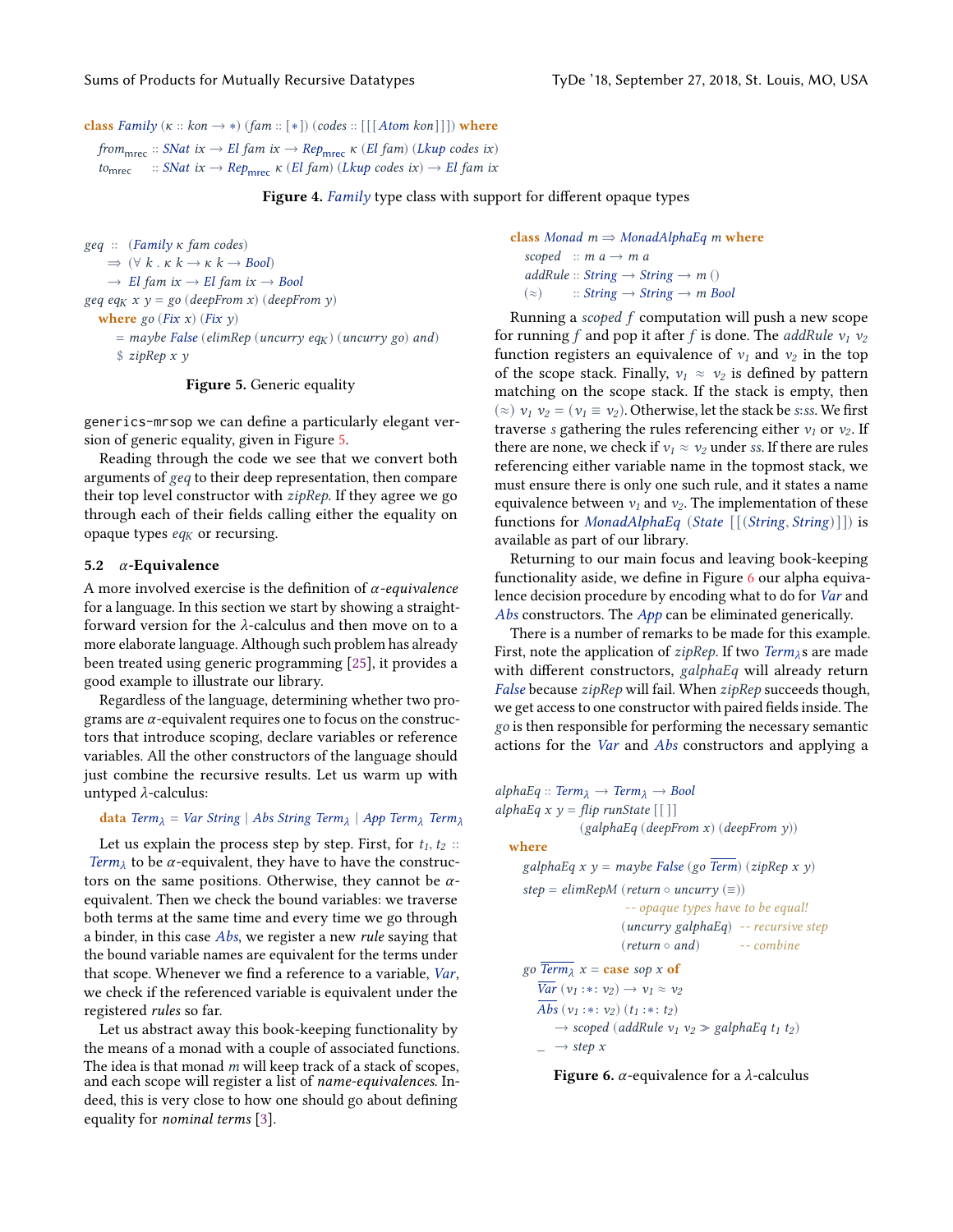```
class Family (κ :: kon → *) (fam :: [*]) (codes :: [[[Atom kon]]]) where
  from_mrec :: SNat ix → El fam ix → Rep_mrec κ (El fam) (Lkup codes ix)
  to_mrec   :: SNat ix → Rep_mrec κ (El fam) (Lkup codes ix) → El fam ix
```

**Figure 4.** *Family* type class with support for different opaque types

```
geq :: (Family κ fam codes)
    ⇒ (∀ k . κ k → κ k → Bool)
    → El fam ix → El fam ix → Bool
geq eq_K x y = go (deepFrom x) (deepFrom y)
  where go (Fix x) (Fix y)
          = maybe False (elimRep (uncurry eq_K) (uncurry go) and)
          $ zipRep x y
```

**Figure 5.** Generic equality

generics-mrsop we can define a particularly elegant version of generic equality, given in Figure 5.

Reading through the code we see that we convert both arguments of *geq* to their deep representation, then compare their top level constructor with *zipRep*. If they agree we go through each of their fields calling either the equality on opaque types $eq_K$ or recursing.

### 5.2 $\alpha$-Equivalence

A more involved exercise is the definition of *α-equivalence* for a language. In this section we start by showing a straightforward version for the λ-calculus and then move on to a more elaborate language. Although such problem has already been treated using generic programming [25], it provides a good example to illustrate our library.

Regardless of the language, determining whether two programs are $\alpha$-equivalent requires one to focus on the constructors that introduce scoping, declare variables or reference variables. All the other constructors of the language should just combine the recursive results. Let us warm up with untyped λ-calculus:

```
data Term_λ = Var String | Abs String Term_λ | App Term_λ Term_λ
```

Let us explain the process step by step. First, for $t_1, t_2 :: Term_\lambda$ to be $\alpha$-equivalent, they have to have the constructors on the same positions. Otherwise, they cannot be $\alpha$-equivalent. Then we check the bound variables: we traverse both terms at the same time and every time we go through a binder, in this case *Abs*, we register a new *rule* saying that the bound variable names are equivalent for the terms under that scope. Whenever we find a reference to a variable, *Var*, we check if the referenced variable is equivalent under the registered *rules* so far.

Let us abstract away this book-keeping functionality by the means of a monad with a couple of associated functions. The idea is that monad *m* will keep track of a stack of scopes, and each scope will register a list of *name-equivalences*. Indeed, this is very close to how one should go about defining equality for *nominal terms* [3].

```
class Monad m ⇒ MonadAlphaEq m where
  scoped  :: m a → m a
  addRule :: String → String → m ()
  (≈)     :: String → String → m Bool
```

Running a *scoped f* computation will push a new scope for running *f* and pop it after *f* is done. The *addRule* $v_1$ $v_2$ function registers an equivalence of $v_1$ and $v_2$ in the top of the scope stack. Finally, $v_1 \approx v_2$ is defined by pattern matching on the scope stack. If the stack is empty, then $(\approx)\ v_1\ v_2 = (v_1 \equiv v_2)$. Otherwise, let the stack be *s*:*ss*. We first traverse *s* gathering the rules referencing either $v_1$ or $v_2$. If there are none, we check if $v_1 \approx v_2$ under *ss*. If there are rules referencing either variable name in the topmost stack, we must ensure there is only one such rule, and it states a name equivalence between $v_1$ and $v_2$. The implementation of these functions for *MonadAlphaEq* (*State* [[(*String*, *String*)]]) is available as part of our library.

Returning to our main focus and leaving book-keeping functionality aside, we define in Figure 6 our alpha equivalence decision procedure by encoding what to do for *Var* and *Abs* constructors. The *App* can be eliminated generically.

There is a number of remarks to be made for this example. First, note the application of *zipRep*. If two $Term_\lambda$s are made with different constructors, *galphaEq* will already return *False* because *zipRep* will fail. When *zipRep* succeeds though, we get access to one constructor with paired fields inside. The *go* is then responsible for performing the necessary semantic actions for the *Var* and *Abs* constructors and applying a

```
alphaEq :: Term_λ → Term_λ → Bool
alphaEq x y = flip runState [[ ]]
                (galphaEq (deepFrom x) (deepFrom y))
  where
    galphaEq x y = maybe False (go Term‾) (zipRep x y)
    step = elimRepM (return ∘ uncurry (≡))
                      -- opaque types have to be equal!
                    (uncurry galphaEq)  -- recursive step
                    (return ∘ and)      -- combine
    go Term_λ‾ x = case sop x of
      Var‾ (v1 :*: v2) → v1 ≈ v2
      Abs‾ (v1 :*: v2) (t1 :*: t2)
        → scoped (addRule v1 v2 ≫ galphaEq t1 t2)
      _ → step x
```

**Figure 6.** $\alpha$-equivalence for a $\lambda$-calculus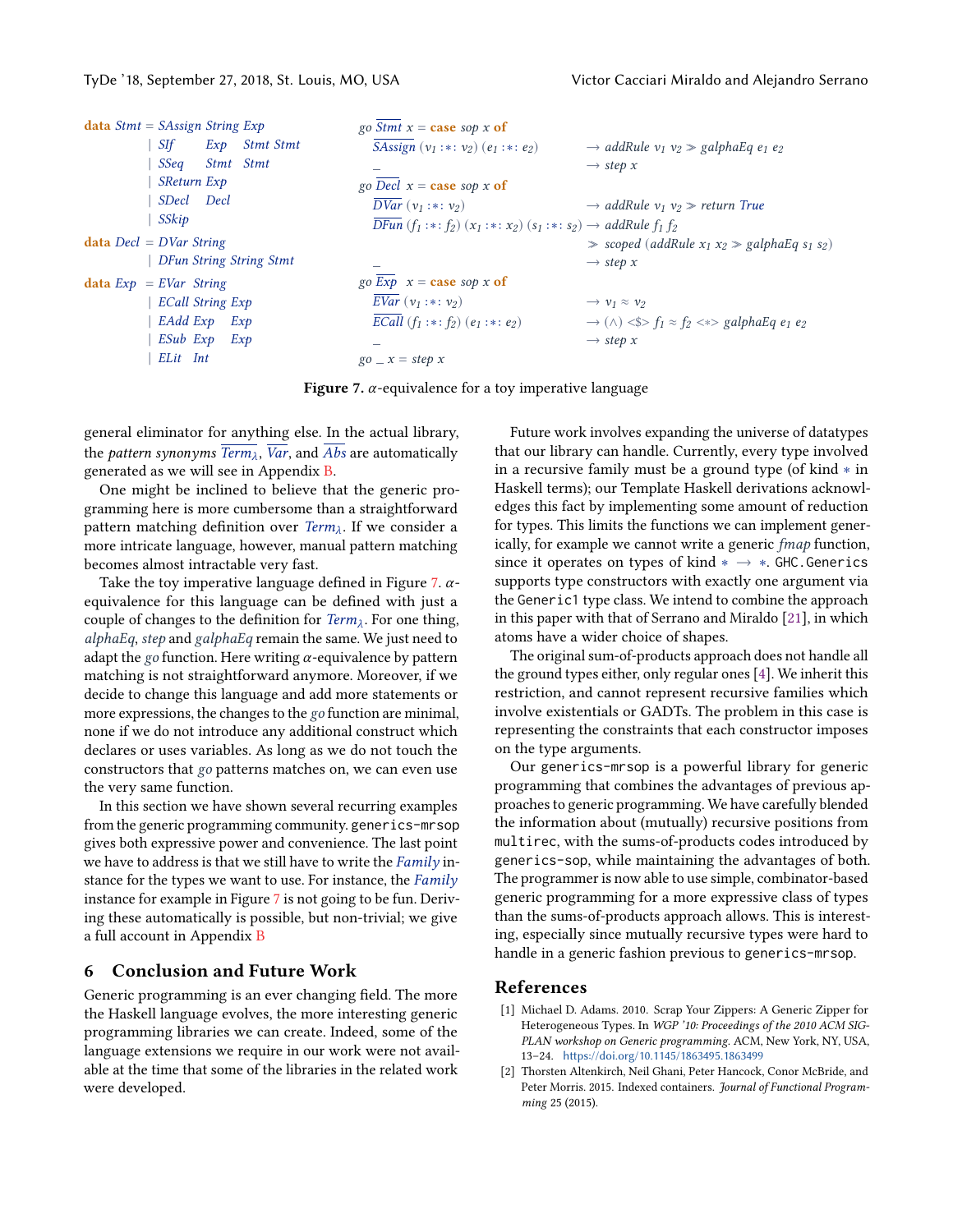```
data Stmt = SAssign String Exp
          | SIf     Exp    Stmt Stmt
          | SSeq    Stmt   Stmt
          | SReturn Exp
          | SDecl   Decl
          | SSkip
data Decl = DVar String
          | DFun String String Stmt
data Exp  = EVar  String
          | ECall String Exp
          | EAdd  Exp    Exp
          | ESub  Exp    Exp
          | ELit  Int
```

```
go Stmt x = case sop x of
  SAssign (v1 :*: v2) (e1 :*: e2)    → addRule v1 v2 ≫ galphaEq e1 e2
  _                                  → step x
go Decl x = case sop x of
  DVar (v1 :*: v2)                   → addRule v1 v2 ≫ return True
  DFun (f1 :*: f2) (x1 :*: x2) (s1 :*: s2) → addRule f1 f2
                                       ≫ scoped (addRule x1 x2 ≫ galphaEq s1 s2)
  _                                  → step x
go Exp x  = case sop x of
  EVar (v1 :*: v2)                   → v1 ≈ v2
  ECall (f1 :*: f2) (e1 :*: e2)      → (∧) <$> f1 ≈ f2 <*> galphaEq e1 e2
  _                                  → step x
go _ x = step x
```

**Figure 7.** $\alpha$-equivalence for a toy imperative language

general eliminator for anything else. In the actual library, the *pattern synonyms* $\overline{Term_\lambda}$, $\overline{Var}$, and $\overline{Abs}$ are automatically generated as we will see in Appendix B.

One might be inclined to believe that the generic programming here is more cumbersome than a straightforward pattern matching definition over $Term_\lambda$. If we consider a more intricate language, however, manual pattern matching becomes almost intractable very fast.

Take the toy imperative language defined in Figure 7. $\alpha$-equivalence for this language can be defined with just a couple of changes to the definition for $Term_\lambda$. For one thing, *alphaEq*, *step* and *galphaEq* remain the same. We just need to adapt the *go* function. Here writing $\alpha$-equivalence by pattern matching is not straightforward anymore. Moreover, if we decide to change this language and add more statements or more expressions, the changes to the *go* function are minimal, none if we do not introduce any additional construct which declares or uses variables. As long as we do not touch the constructors that *go* patterns matches on, we can even use the very same function.

In this section we have shown several recurring examples from the generic programming community. `generics-mrsop` gives both expressive power and convenience. The last point we have to address is that we still have to write the *Family* instance for the types we want to use. For instance, the *Family* instance for example in Figure 7 is not going to be fun. Deriving these automatically is possible, but non-trivial; we give a full account in Appendix B

## 6 Conclusion and Future Work

Generic programming is an ever changing field. The more the Haskell language evolves, the more interesting generic programming libraries we can create. Indeed, some of the language extensions we require in our work were not available at the time that some of the libraries in the related work were developed.

Future work involves expanding the universe of datatypes that our library can handle. Currently, every type involved in a recursive family must be a ground type (of kind $*$ in Haskell terms); our Template Haskell derivations acknowledges this fact by implementing some amount of reduction for types. This limits the functions we can implement generically, for example we cannot write a generic *fmap* function, since it operates on types of kind $* \to *$. `GHC.Generics` supports type constructors with exactly one argument via the `Generic1` type class. We intend to combine the approach in this paper with that of Serrano and Miraldo [21], in which atoms have a wider choice of shapes.

The original sum-of-products approach does not handle all the ground types either, only regular ones [4]. We inherit this restriction, and cannot represent recursive families which involve existentials or GADTs. The problem in this case is representing the constraints that each constructor imposes on the type arguments.

Our `generics-mrsop` is a powerful library for generic programming that combines the advantages of previous approaches to generic programming. We have carefully blended the information about (mutually) recursive positions from `multirec`, with the sums-of-products codes introduced by `generics-sop`, while maintaining the advantages of both. The programmer is now able to use simple, combinator-based generic programming for a more expressive class of types than the sums-of-products approach allows. This is interesting, especially since mutually recursive types were hard to handle in a generic fashion previous to `generics-mrsop`.

## References

[1] Michael D. Adams. 2010. Scrap Your Zippers: A Generic Zipper for Heterogeneous Types. In *WGP '10: Proceedings of the 2010 ACM SIGPLAN workshop on Generic programming*. ACM, New York, NY, USA, 13–24. https://doi.org/10.1145/1863495.1863499

[2] Thorsten Altenkirch, Neil Ghani, Peter Hancock, Conor McBride, and Peter Morris. 2015. Indexed containers. *Journal of Functional Programming* 25 (2015).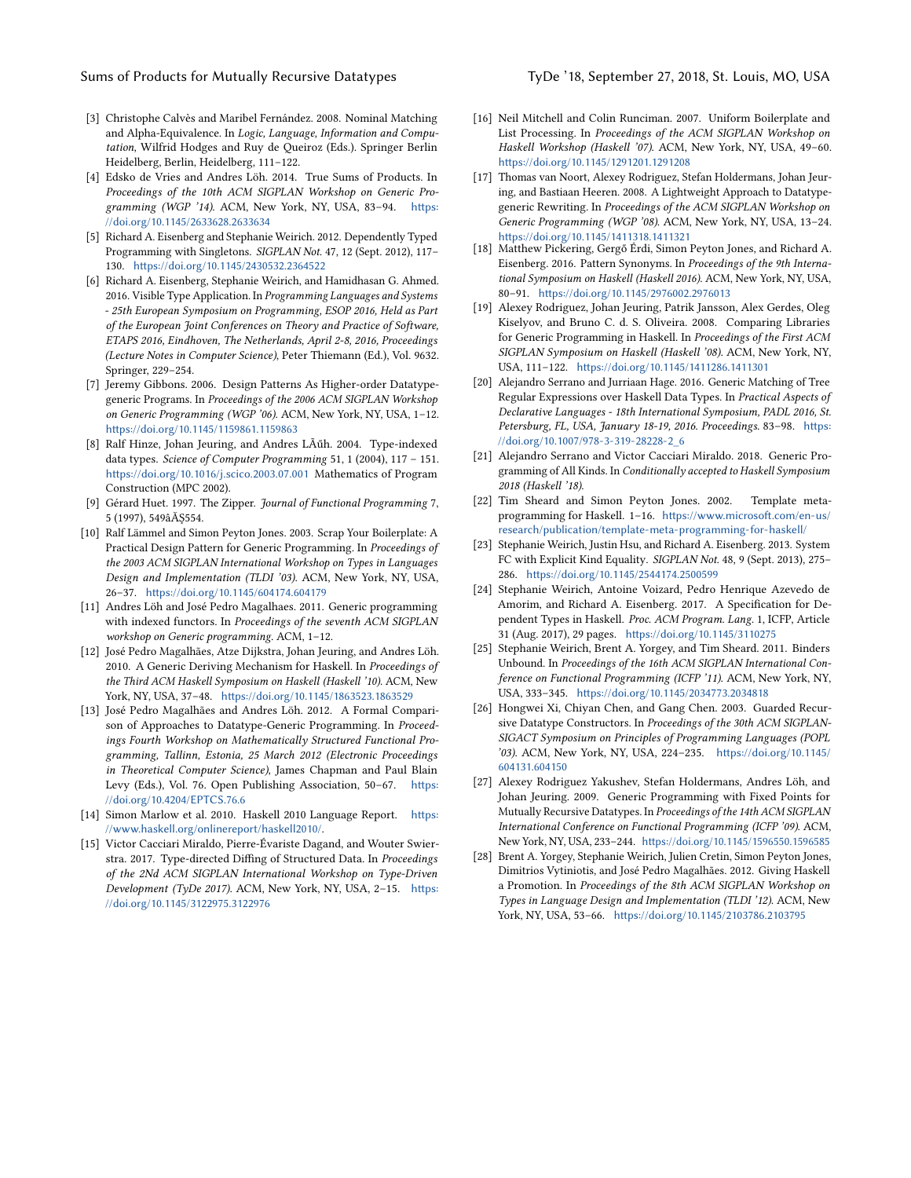[3] Christophe Calvès and Maribel Fernández. 2008. Nominal Matching and Alpha-Equivalence. In *Logic, Language, Information and Computation*, Wilfrid Hodges and Ruy de Queiroz (Eds.). Springer Berlin Heidelberg, Berlin, Heidelberg, 111–122.

[4] Edsko de Vries and Andres Löh. 2014. True Sums of Products. In *Proceedings of the 10th ACM SIGPLAN Workshop on Generic Programming (WGP '14)*. ACM, New York, NY, USA, 83–94. https://doi.org/10.1145/2633628.2633634

[5] Richard A. Eisenberg and Stephanie Weirich. 2012. Dependently Typed Programming with Singletons. *SIGPLAN Not.* 47, 12 (Sept. 2012), 117–130. https://doi.org/10.1145/2430532.2364522

[6] Richard A. Eisenberg, Stephanie Weirich, and Hamidhasan G. Ahmed. 2016. Visible Type Application. In *Programming Languages and Systems - 25th European Symposium on Programming, ESOP 2016, Held as Part of the European Joint Conferences on Theory and Practice of Software, ETAPS 2016, Eindhoven, The Netherlands, April 2-8, 2016, Proceedings (Lecture Notes in Computer Science)*, Peter Thiemann (Ed.), Vol. 9632. Springer, 229–254.

[7] Jeremy Gibbons. 2006. Design Patterns As Higher-order Datatype-generic Programs. In *Proceedings of the 2006 ACM SIGPLAN Workshop on Generic Programming (WGP '06)*. ACM, New York, NY, USA, 1–12. https://doi.org/10.1145/1159861.1159863

[8] Ralf Hinze, Johan Jeuring, and Andres LÃűh. 2004. Type-indexed data types. *Science of Computer Programming* 51, 1 (2004), 117 – 151. https://doi.org/10.1016/j.scico.2003.07.001 Mathematics of Program Construction (MPC 2002).

[9] Gérard Huet. 1997. The Zipper. *Journal of Functional Programming* 7, 5 (1997), 549âĂŞ554.

[10] Ralf Lämmel and Simon Peyton Jones. 2003. Scrap Your Boilerplate: A Practical Design Pattern for Generic Programming. In *Proceedings of the 2003 ACM SIGPLAN International Workshop on Types in Languages Design and Implementation (TLDI '03)*. ACM, New York, NY, USA, 26–37. https://doi.org/10.1145/604174.604179

[11] Andres Löh and José Pedro Magalhaes. 2011. Generic programming with indexed functors. In *Proceedings of the seventh ACM SIGPLAN workshop on Generic programming*. ACM, 1–12.

[12] José Pedro Magalhães, Atze Dijkstra, Johan Jeuring, and Andres Löh. 2010. A Generic Deriving Mechanism for Haskell. In *Proceedings of the Third ACM Haskell Symposium on Haskell (Haskell '10)*. ACM, New York, NY, USA, 37–48. https://doi.org/10.1145/1863523.1863529

[13] José Pedro Magalhães and Andres Löh. 2012. A Formal Comparison of Approaches to Datatype-Generic Programming. In *Proceedings Fourth Workshop on Mathematically Structured Functional Programming, Tallinn, Estonia, 25 March 2012 (Electronic Proceedings in Theoretical Computer Science)*, James Chapman and Paul Blain Levy (Eds.), Vol. 76. Open Publishing Association, 50–67. https://doi.org/10.4204/EPTCS.76.6

[14] Simon Marlow et al. 2010. Haskell 2010 Language Report. https://www.haskell.org/onlinereport/haskell2010/.

[15] Victor Cacciari Miraldo, Pierre-Évariste Dagand, and Wouter Swierstra. 2017. Type-directed Diffing of Structured Data. In *Proceedings of the 2Nd ACM SIGPLAN International Workshop on Type-Driven Development (TyDe 2017)*. ACM, New York, NY, USA, 2–15. https://doi.org/10.1145/3122975.3122976

[16] Neil Mitchell and Colin Runciman. 2007. Uniform Boilerplate and List Processing. In *Proceedings of the ACM SIGPLAN Workshop on Haskell Workshop (Haskell '07)*. ACM, New York, NY, USA, 49–60. https://doi.org/10.1145/1291201.1291208

[17] Thomas van Noort, Alexey Rodriguez, Stefan Holdermans, Johan Jeuring, and Bastiaan Heeren. 2008. A Lightweight Approach to Datatype-generic Rewriting. In *Proceedings of the ACM SIGPLAN Workshop on Generic Programming (WGP '08)*. ACM, New York, NY, USA, 13–24. https://doi.org/10.1145/1411318.1411321

[18] Matthew Pickering, Gergő Érdi, Simon Peyton Jones, and Richard A. Eisenberg. 2016. Pattern Synonyms. In *Proceedings of the 9th International Symposium on Haskell (Haskell 2016)*. ACM, New York, NY, USA, 80–91. https://doi.org/10.1145/2976002.2976013

[19] Alexey Rodriguez, Johan Jeuring, Patrik Jansson, Alex Gerdes, Oleg Kiselyov, and Bruno C. d. S. Oliveira. 2008. Comparing Libraries for Generic Programming in Haskell. In *Proceedings of the First ACM SIGPLAN Symposium on Haskell (Haskell '08)*. ACM, New York, NY, USA, 111–122. https://doi.org/10.1145/1411286.1411301

[20] Alejandro Serrano and Jurriaan Hage. 2016. Generic Matching of Tree Regular Expressions over Haskell Data Types. In *Practical Aspects of Declarative Languages - 18th International Symposium, PADL 2016, St. Petersburg, FL, USA, January 18-19, 2016. Proceedings.* 83–98. https://doi.org/10.1007/978-3-319-28228-2_6

[21] Alejandro Serrano and Victor Cacciari Miraldo. 2018. Generic Programming of All Kinds. In *Conditionally accepted to Haskell Symposium 2018 (Haskell '18)*.

[22] Tim Sheard and Simon Peyton Jones. 2002. Template meta-programming for Haskell. 1–16. https://www.microsoft.com/en-us/research/publication/template-meta-programming-for-haskell/

[23] Stephanie Weirich, Justin Hsu, and Richard A. Eisenberg. 2013. System FC with Explicit Kind Equality. *SIGPLAN Not.* 48, 9 (Sept. 2013), 275–286. https://doi.org/10.1145/2544174.2500599

[24] Stephanie Weirich, Antoine Voizard, Pedro Henrique Azevedo de Amorim, and Richard A. Eisenberg. 2017. A Specification for Dependent Types in Haskell. *Proc. ACM Program. Lang.* 1, ICFP, Article 31 (Aug. 2017), 29 pages. https://doi.org/10.1145/3110275

[25] Stephanie Weirich, Brent A. Yorgey, and Tim Sheard. 2011. Binders Unbound. In *Proceedings of the 16th ACM SIGPLAN International Conference on Functional Programming (ICFP '11)*. ACM, New York, NY, USA, 333–345. https://doi.org/10.1145/2034773.2034818

[26] Hongwei Xi, Chiyan Chen, and Gang Chen. 2003. Guarded Recursive Datatype Constructors. In *Proceedings of the 30th ACM SIGPLAN-SIGACT Symposium on Principles of Programming Languages (POPL '03)*. ACM, New York, NY, USA, 224–235. https://doi.org/10.1145/604131.604150

[27] Alexey Rodriguez Yakushev, Stefan Holdermans, Andres Löh, and Johan Jeuring. 2009. Generic Programming with Fixed Points for Mutually Recursive Datatypes. In *Proceedings of the 14th ACM SIGPLAN International Conference on Functional Programming (ICFP '09)*. ACM, New York, NY, USA, 233–244. https://doi.org/10.1145/1596550.1596585

[28] Brent A. Yorgey, Stephanie Weirich, Julien Cretin, Simon Peyton Jones, Dimitrios Vytiniotis, and José Pedro Magalhães. 2012. Giving Haskell a Promotion. In *Proceedings of the 8th ACM SIGPLAN Workshop on Types in Language Design and Implementation (TLDI '12)*. ACM, New York, NY, USA, 53–66. https://doi.org/10.1145/2103786.2103795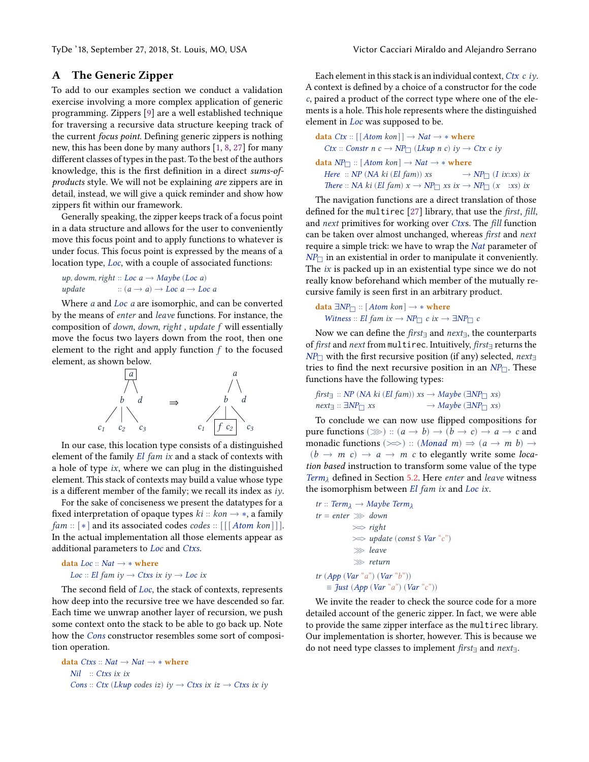## A The Generic Zipper

To add to our examples section we conduct a validation exercise involving a more complex application of generic programming. Zippers [9] are a well established technique for traversing a recursive data structure keeping track of the current *focus point*. Defining generic zippers is nothing new, this has been done by many authors [1, 8, 27] for many different classes of types in the past. To the best of the authors knowledge, this is the first definition in a direct *sums-of-products* style. We will not be explaining *are* zippers are in detail, instead, we will give a quick reminder and show how zippers fit within our framework.

Generally speaking, the zipper keeps track of a focus point in a data structure and allows for the user to conveniently move this focus point and to apply functions to whatever is under focus. This focus point is expressed by the means of a location type, *Loc*, with a couple of associated functions:

```
up, dowm, right :: Loc a → Maybe (Loc a)
update          :: (a → a) → Loc a → Loc a
```

Where *a* and *Loc a* are isomorphic, and can be converted by the means of *enter* and *leave* functions. For instance, the composition of *down*, *down*, *right* , *update f* will essentially move the focus two layers down from the root, then one element to the right and apply function *f* to the focused element, as shown below.

```
     [a]                      a
     / \                     / \
    b   d        ⇒          b   d
  / | \                   / |  \
 c1 c2 c3               c1 [f c2] c3
```

In our case, this location type consists of a distinguished element of the family *El fam ix* and a stack of contexts with a hole of type *ix*, where we can plug in the distinguished element. This stack of contexts may build a value whose type is a different member of the family; we recall its index as *iy*.

For the sake of conciseness we present the datatypes for a fixed interpretation of opaque types *ki* :: *kon* → ∗, a family *fam* :: [∗] and its associated codes *codes* :: [[[*Atom kon*]]]. In the actual implementation all those elements appear as additional parameters to *Loc* and *Ctxs*.

```
data Loc :: Nat → ∗ where
  Loc :: El fam iy → Ctxs ix iy → Loc ix
```

The second field of *Loc*, the stack of contexts, represents how deep into the recursive tree we have descended so far. Each time we unwrap another layer of recursion, we push some context onto the stack to be able to go back up. Note how the *Cons* constructor resembles some sort of composition operation.

```
data Ctxs :: Nat → Nat → ∗ where
  Nil  :: Ctxs ix ix
  Cons :: Ctx (Lkup codes iz) iy → Ctxs ix iz → Ctxs ix iy
```

Each element in this stack is an individual context, *Ctx c iy*. A context is defined by a choice of a constructor for the code *c*, paired a product of the correct type where one of the elements is a hole. This hole represents where the distinguished element in *Loc* was supposed to be.

```
data Ctx :: [[Atom kon]] → Nat → ∗ where
  Ctx :: Constr n c → NP□ (Lkup n c) iy → Ctx c iy

data NP□ :: [Atom kon] → Nat → ∗ where
  Here  :: NP (NA ki (El fam)) xs      → NP□ (I ix:xs) ix
  There :: NA ki (El fam) x → NP□ xs ix → NP□ (x   :xs) ix
```

The navigation functions are a direct translation of those defined for the `multirec` [27] library, that use the *first*, *fill*, and *next* primitives for working over *Ctx*s. The *fill* function can be taken over almost unchanged, whereas *first* and *next* require a simple trick: we have to wrap the *Nat* parameter of *NP*□ in an existential in order to manipulate it conveniently. The *ix* is packed up in an existential type since we do not really know beforehand which member of the mutually recursive family is seen first in an arbitrary product.

```
data ∃NP□ :: [Atom kon] → ∗ where
  Witness :: El fam ix → NP□ c ix → ∃NP□ c
```

Now we can define the $first_\exists$ and $next_\exists$, the counterparts of *first* and *next* from `multirec`. Intuitively, $first_\exists$ returns the *NP*□ with the first recursive position (if any) selected, $next_\exists$ tries to find the next recursive position in an *NP*□. These functions have the following types:

```
first∃ :: NP (NA ki (El fam)) xs → Maybe (∃NP□ xs)
next∃  :: ∃NP□ xs                → Maybe (∃NP□ xs)
```

To conclude we can now use flipped compositions for pure functions (⋙) :: (*a* → *b*) → (*b* → *c*) → *a* → *c* and monadic functions (>=>) :: (*Monad m*) ⇒ (*a* → *m b*) → (*b* → *m c*) → *a* → *m c* to elegantly write some *location based* instruction to transform some value of the type $Term_\lambda$ defined in Section 5.2. Here *enter* and *leave* witness the isomorphism between *El fam ix* and *Loc ix*.

```
tr :: Termλ → Maybe Termλ
tr = enter ⋙ down
           >=> right
           >=> update (const $ Var "c")
           ⋙ leave
           ⋙ return

tr (App (Var "a") (Var "b"))
   ≡ Just (App (Var "a") (Var "c"))
```

We invite the reader to check the source code for a more detailed account of the generic zipper. In fact, we were able to provide the same zipper interface as the `multirec` library. Our implementation is shorter, however. This is because we do not need type classes to implement $first_\exists$ and $next_\exists$.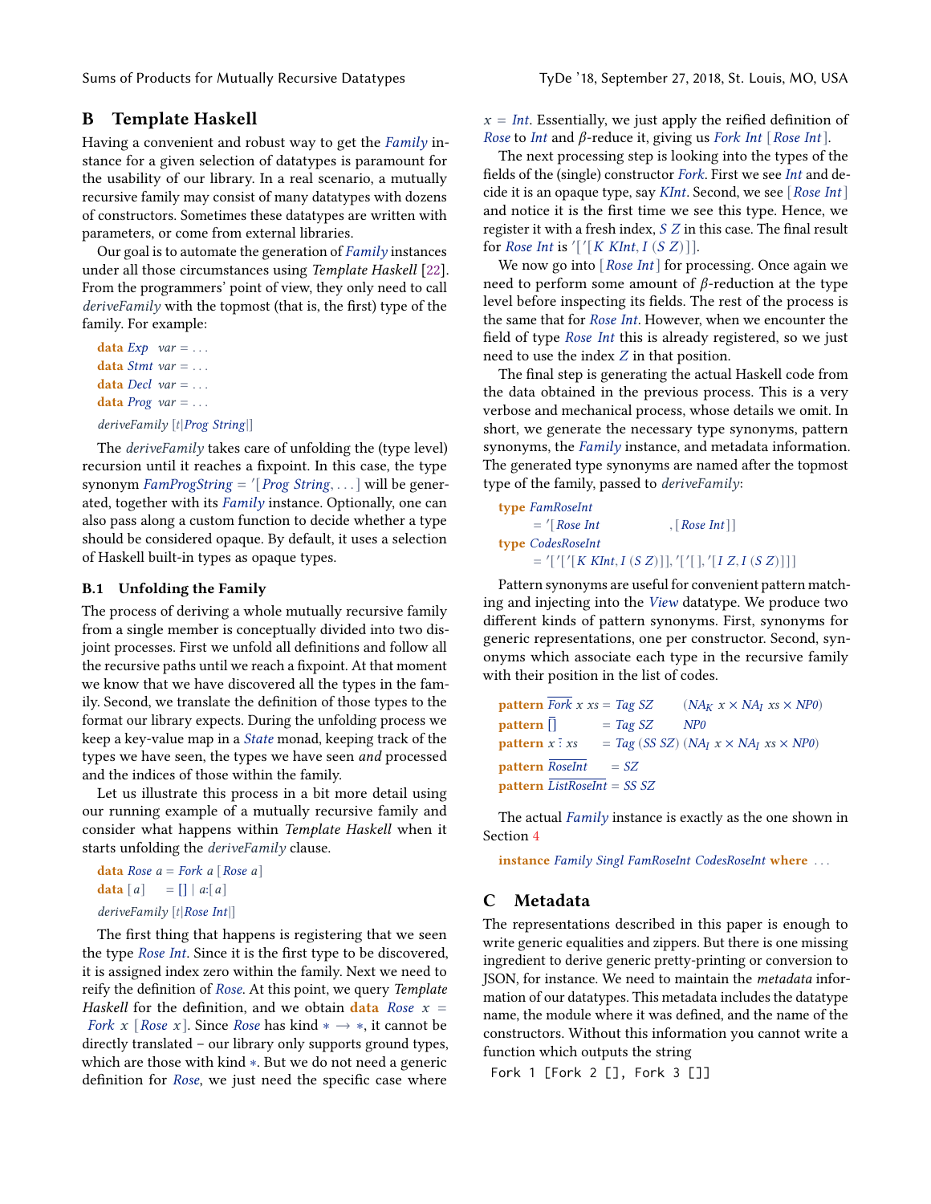## B Template Haskell

Having a convenient and robust way to get the *Family* instance for a given selection of datatypes is paramount for the usability of our library. In a real scenario, a mutually recursive family may consist of many datatypes with dozens of constructors. Sometimes these datatypes are written with parameters, or come from external libraries.

Our goal is to automate the generation of *Family* instances under all those circumstances using *Template Haskell* [22]. From the programmers' point of view, they only need to call *deriveFamily* with the topmost (that is, the first) type of the family. For example:

```
data Exp  var = ...
data Stmt var = ...
data Decl var = ...
data Prog var = ...
deriveFamily [t|Prog String|]
```

The *deriveFamily* takes care of unfolding the (type level) recursion until it reaches a fixpoint. In this case, the type synonym *FamProgString* = '[*Prog String*, ...] will be generated, together with its *Family* instance. Optionally, one can also pass along a custom function to decide whether a type should be considered opaque. By default, it uses a selection of Haskell built-in types as opaque types.

### B.1 Unfolding the Family

The process of deriving a whole mutually recursive family from a single member is conceptually divided into two disjoint processes. First we unfold all definitions and follow all the recursive paths until we reach a fixpoint. At that moment we know that we have discovered all the types in the family. Second, we translate the definition of those types to the format our library expects. During the unfolding process we keep a key-value map in a *State* monad, keeping track of the types we have seen, the types we have seen *and* processed and the indices of those within the family.

Let us illustrate this process in a bit more detail using our running example of a mutually recursive family and consider what happens within *Template Haskell* when it starts unfolding the *deriveFamily* clause.

```
data Rose a = Fork a [Rose a]
data [a]    = [] | a:[a]
deriveFamily [t|Rose Int|]
```

The first thing that happens is registering that we seen the type *Rose Int*. Since it is the first type to be discovered, it is assigned index zero within the family. Next we need to reify the definition of *Rose*. At this point, we query *Template Haskell* for the definition, and we obtain **data** *Rose x* = *Fork x* [*Rose x*]. Since *Rose* has kind $* \to *$, it cannot be directly translated – our library only supports ground types, which are those with kind $*$. But we do not need a generic definition for *Rose*, we just need the specific case where $x = Int$. Essentially, we just apply the reified definition of *Rose* to *Int* and $\beta$-reduce it, giving us *Fork Int* [*Rose Int*].

The next processing step is looking into the types of the fields of the (single) constructor *Fork*. First we see *Int* and decide it is an opaque type, say *KInt*. Second, we see [*Rose Int*] and notice it is the first time we see this type. Hence, we register it with a fresh index, *S Z* in this case. The final result for *Rose Int* is '['[*K KInt*, *I* (*S Z*)]].

We now go into [*Rose Int*] for processing. Once again we need to perform some amount of $\beta$-reduction at the type level before inspecting its fields. The rest of the process is the same that for *Rose Int*. However, when we encounter the field of type *Rose Int* this is already registered, so we just need to use the index *Z* in that position.

The final step is generating the actual Haskell code from the data obtained in the previous process. This is a very verbose and mechanical process, whose details we omit. In short, we generate the necessary type synonyms, pattern synonyms, the *Family* instance, and metadata information. The generated type synonyms are named after the topmost type of the family, passed to *deriveFamily*:

```
type FamRoseInt
    = '[Rose Int                , [Rose Int]]
type CodesRoseInt
    = '['['[K KInt, I (S Z)]], '['[], '[I Z, I (S Z)]]]
```

Pattern synonyms are useful for convenient pattern matching and injecting into the *View* datatype. We produce two different kinds of pattern synonyms. First, synonyms for generic representations, one per constructor. Second, synonyms which associate each type in the recursive family with their position in the list of codes.

```
pattern Fork x xs = Tag SZ      (NA_K x × NA_I xs × NP0)
pattern []        = Tag SZ      NP0
pattern x : xs    = Tag (SS SZ) (NA_I x × NA_I xs × NP0)
pattern RoseInt     = SZ
pattern ListRoseInt = SS SZ
```

The actual *Family* instance is exactly as the one shown in Section 4

```
instance Family Singl FamRoseInt CodesRoseInt where ...
```

## C Metadata

The representations described in this paper is enough to write generic equalities and zippers. But there is one missing ingredient to derive generic pretty-printing or conversion to JSON, for instance. We need to maintain the *metadata* information of our datatypes. This metadata includes the datatype name, the module where it was defined, and the name of the constructors. Without this information you cannot write a function which outputs the string

```
Fork 1 [Fork 2 [], Fork 3 []]
```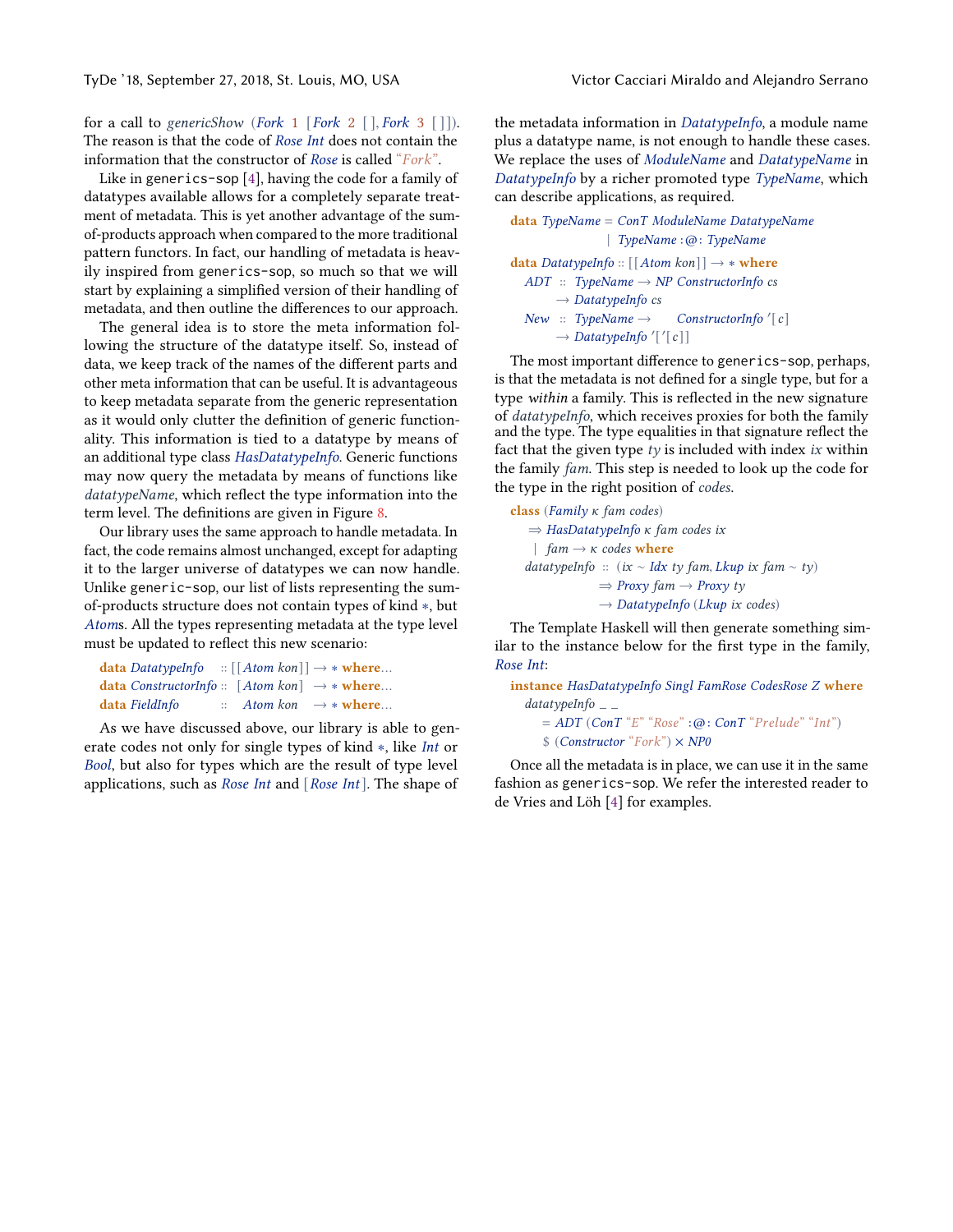for a call to *genericShow* (*Fork* 1 [*Fork* 2 [ ], *Fork* 3 [ ]]). The reason is that the code of *Rose Int* does not contain the information that the constructor of *Rose* is called "*Fork*".

Like in generics-sop [4], having the code for a family of datatypes available allows for a completely separate treatment of metadata. This is yet another advantage of the sum-of-products approach when compared to the more traditional pattern functors. In fact, our handling of metadata is heavily inspired from generics-sop, so much so that we will start by explaining a simplified version of their handling of metadata, and then outline the differences to our approach.

The general idea is to store the meta information following the structure of the datatype itself. So, instead of data, we keep track of the names of the different parts and other meta information that can be useful. It is advantageous to keep metadata separate from the generic representation as it would only clutter the definition of generic functionality. This information is tied to a datatype by means of an additional type class *HasDatatypeInfo*. Generic functions may now query the metadata by means of functions like *datatypeName*, which reflect the type information into the term level. The definitions are given in Figure 8.

Our library uses the same approach to handle metadata. In fact, the code remains almost unchanged, except for adapting it to the larger universe of datatypes we can now handle. Unlike generic-sop, our list of lists representing the sum-of-products structure does not contain types of kind ∗, but *Atom*s. All the types representing metadata at the type level must be updated to reflect this new scenario:

```
data DatatypeInfo    :: [[Atom kon]] → ∗ where...
data ConstructorInfo ::  [Atom kon]  → ∗ where...
data FieldInfo       ::   Atom kon   → ∗ where...
```

As we have discussed above, our library is able to generate codes not only for single types of kind ∗, like *Int* or *Bool*, but also for types which are the result of type level applications, such as *Rose Int* and [*Rose Int*]. The shape of the metadata information in *DatatypeInfo*, a module name plus a datatype name, is not enough to handle these cases. We replace the uses of *ModuleName* and *DatatypeName* in *DatatypeInfo* by a richer promoted type *TypeName*, which can describe applications, as required.

```
data TypeName = ConT ModuleName DatatypeName
              | TypeName :@: TypeName

data DatatypeInfo :: [[Atom kon]] → ∗ where
  ADT :: TypeName → NP ConstructorInfo cs
      → DatatypeInfo cs
  New :: TypeName →    ConstructorInfo '[c]
      → DatatypeInfo '['[c]]
```

The most important difference to generics-sop, perhaps, is that the metadata is not defined for a single type, but for a type *within* a family. This is reflected in the new signature of *datatypeInfo*, which receives proxies for both the family and the type. The type equalities in that signature reflect the fact that the given type *ty* is included with index *ix* within the family *fam*. This step is needed to look up the code for the type in the right position of *codes*.

```
class (Family κ fam codes)
   ⇒ HasDatatypeInfo κ fam codes ix
   | fam → κ codes where
  datatypeInfo :: (ix ∼ Idx ty fam, Lkup ix fam ∼ ty)
               ⇒ Proxy fam → Proxy ty
               → DatatypeInfo (Lkup ix codes)
```

The Template Haskell will then generate something similar to the instance below for the first type in the family, *Rose Int*:

```
instance HasDatatypeInfo Singl FamRose CodesRose Z where
  datatypeInfo _ _
    = ADT (ConT "E" "Rose" :@: ConT "Prelude" "Int")
    $ (Constructor "Fork") × NP0
```

Once all the metadata is in place, we can use it in the same fashion as generics-sop. We refer the interested reader to de Vries and Löh [4] for examples.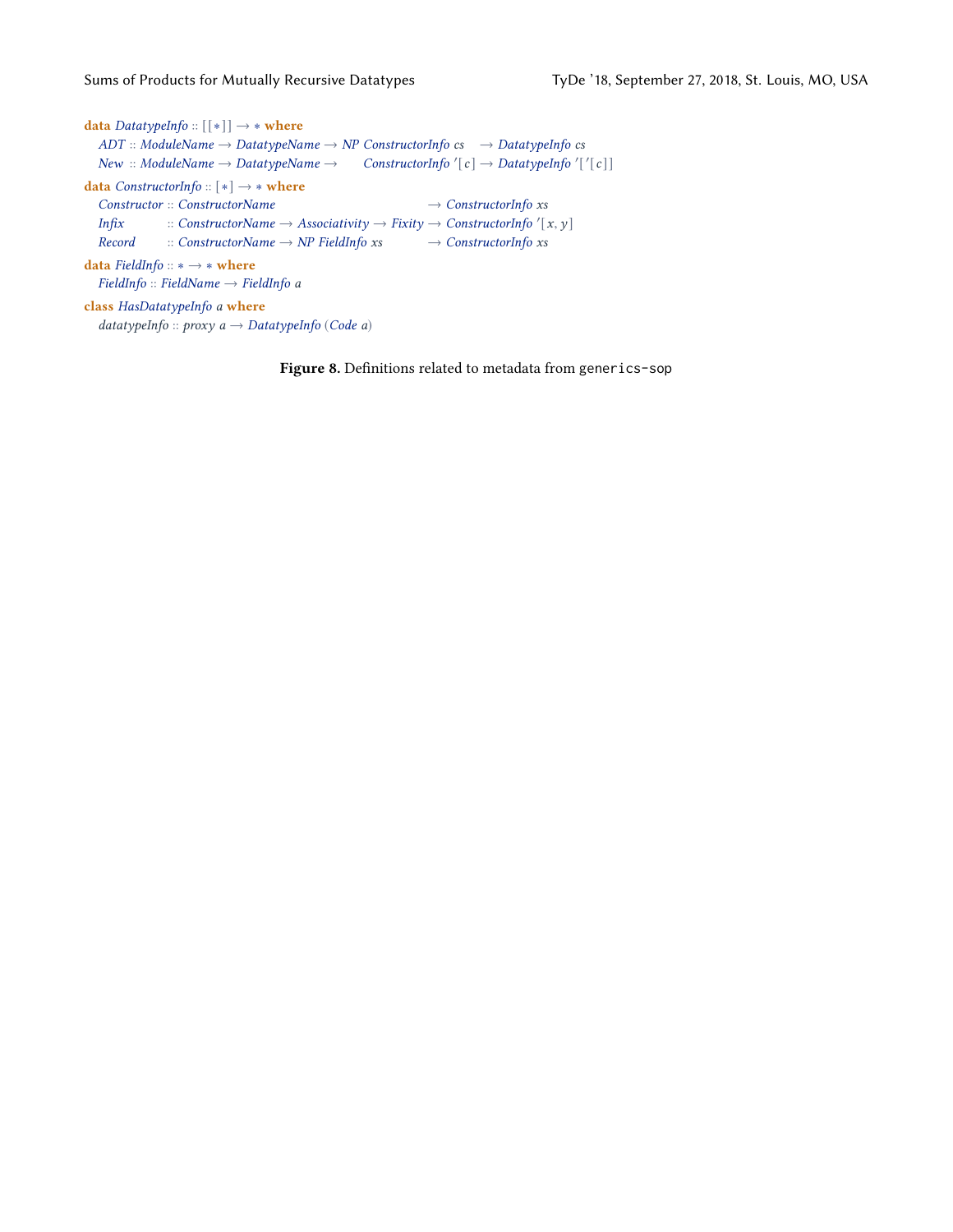```
data DatatypeInfo :: [[*]] → * where
  ADT :: ModuleName → DatatypeName → NP ConstructorInfo cs    → DatatypeInfo cs
  New :: ModuleName → DatatypeName →      ConstructorInfo '[c] → DatatypeInfo '['[c]]
data ConstructorInfo :: [*] → * where
  Constructor :: ConstructorName                              → ConstructorInfo xs
  Infix       :: ConstructorName → Associativity → Fixity → ConstructorInfo '[x, y]
  Record      :: ConstructorName → NP FieldInfo xs            → ConstructorInfo xs
data FieldInfo :: * → * where
  FieldInfo :: FieldName → FieldInfo a
class HasDatatypeInfo a where
  datatypeInfo :: proxy a → DatatypeInfo (Code a)
```

**Figure 8.** Definitions related to metadata from `generics-sop`